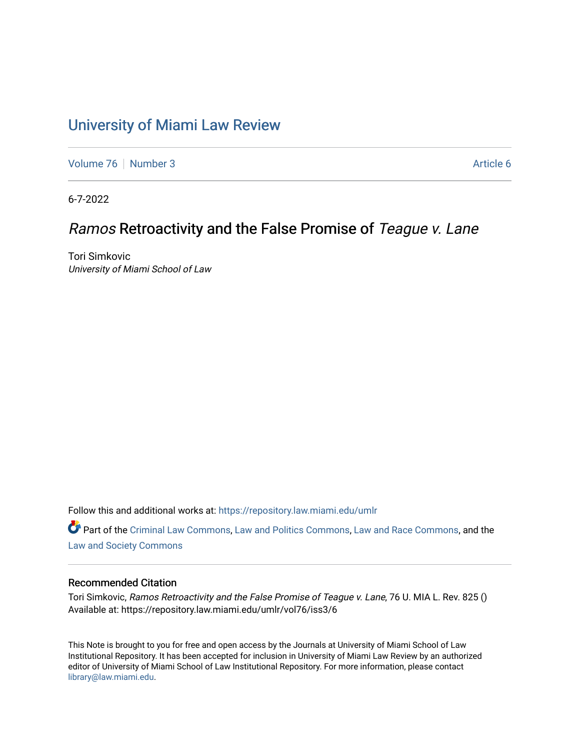# University of Miami Law Review

Volume 76 | Number 3 | Article 6

6-7-2022

## *Ramos* Retroactivity and the False Promise of *Teague v. Lane*

Tori Simkovic
*University of Miami School of Law*

Follow this and additional works at: https://repository.law.miami.edu/umlr

Part of the Criminal Law Commons, Law and Politics Commons, Law and Race Commons, and the Law and Society Commons

### Recommended Citation

Tori Simkovic, *Ramos Retroactivity and the False Promise of Teague v. Lane*, 76 U. MIA L. Rev. 825 ()
Available at: https://repository.law.miami.edu/umlr/vol76/iss3/6

This Note is brought to you for free and open access by the Journals at University of Miami School of Law Institutional Repository. It has been accepted for inclusion in University of Miami Law Review by an authorized editor of University of Miami School of Law Institutional Repository. For more information, please contact library@law.miami.edu.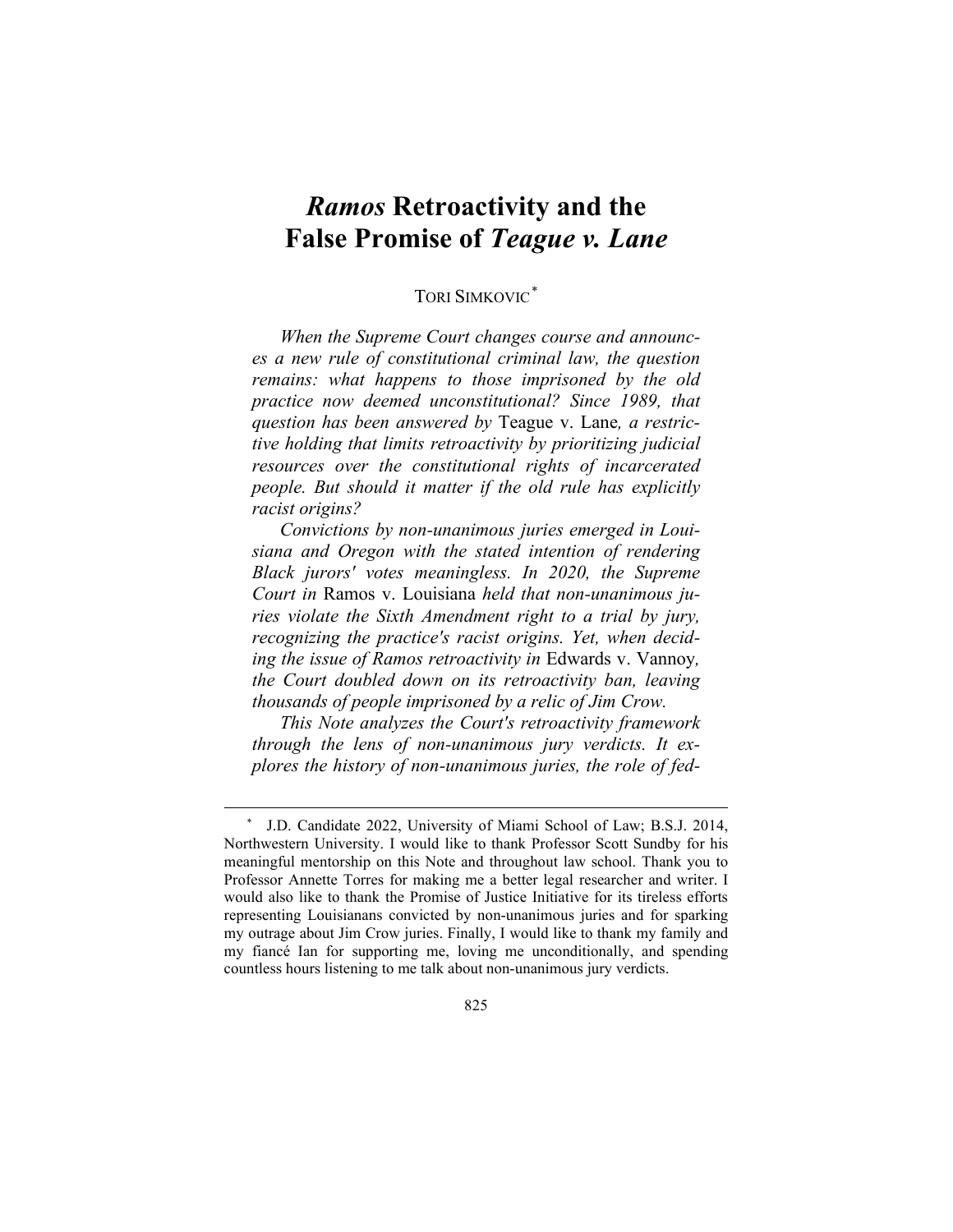# *Ramos* Retroactivity and the False Promise of *Teague v. Lane*

TORI SIMKOVIC[*]

*When the Supreme Court changes course and announces a new rule of constitutional criminal law, the question remains: what happens to those imprisoned by the old practice now deemed unconstitutional? Since 1989, that question has been answered by* Teague v. Lane*, a restrictive holding that limits retroactivity by prioritizing judicial resources over the constitutional rights of incarcerated people. But should it matter if the old rule has explicitly racist origins?*

*Convictions by non-unanimous juries emerged in Louisiana and Oregon with the stated intention of rendering Black jurors' votes meaningless. In 2020, the Supreme Court in* Ramos v. Louisiana *held that non-unanimous juries violate the Sixth Amendment right to a trial by jury, recognizing the practice's racist origins. Yet, when deciding the issue of Ramos retroactivity in* Edwards v. Vannoy*, the Court doubled down on its retroactivity ban, leaving thousands of people imprisoned by a relic of Jim Crow.*

*This Note analyzes the Court's retroactivity framework through the lens of non-unanimous jury verdicts. It explores the history of non-unanimous juries, the role of fed-*

[*] J.D. Candidate 2022, University of Miami School of Law; B.S.J. 2014, Northwestern University. I would like to thank Professor Scott Sundby for his meaningful mentorship on this Note and throughout law school. Thank you to Professor Annette Torres for making me a better legal researcher and writer. I would also like to thank the Promise of Justice Initiative for its tireless efforts representing Louisianans convicted by non-unanimous juries and for sparking my outrage about Jim Crow juries. Finally, I would like to thank my family and my fiancé Ian for supporting me, loving me unconditionally, and spending countless hours listening to me talk about non-unanimous jury verdicts.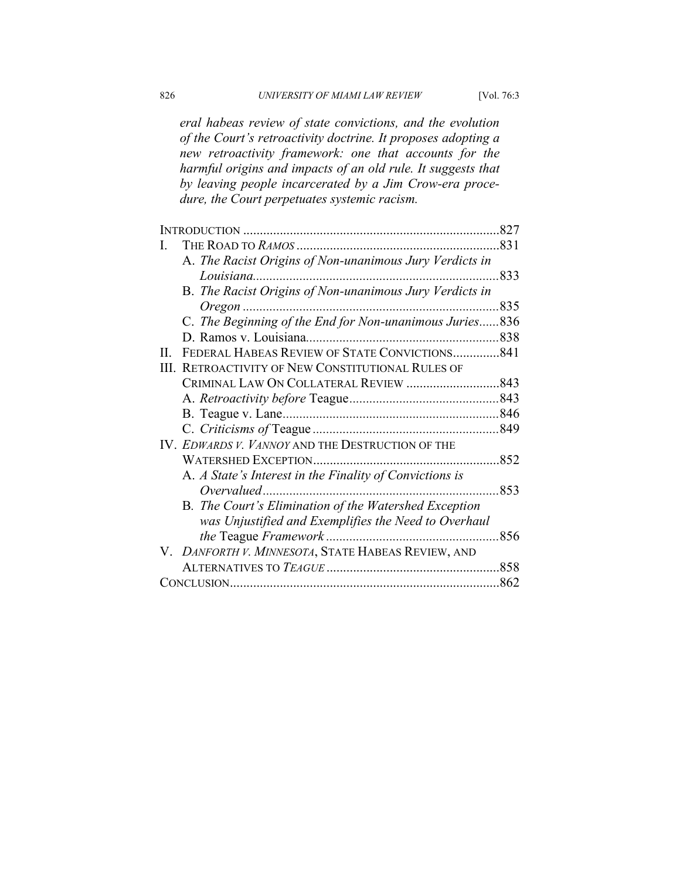*eral habeas review of state convictions, and the evolution of the Court's retroactivity doctrine. It proposes adopting a new retroactivity framework: one that accounts for the harmful origins and impacts of an old rule. It suggests that by leaving people incarcerated by a Jim Crow-era procedure, the Court perpetuates systemic racism.*

INTRODUCTION .....827

I. THE ROAD TO *RAMOS* .....831
   - A. *The Racist Origins of Non-unanimous Jury Verdicts in Louisiana*.....833
   - B. *The Racist Origins of Non-unanimous Jury Verdicts in Oregon* .....835
   - C. *The Beginning of the End for Non-unanimous Juries*.....836
   - D. Ramos v. Louisiana.....838

II. FEDERAL HABEAS REVIEW OF STATE CONVICTIONS.....841

III. RETROACTIVITY OF NEW CONSTITUTIONAL RULES OF CRIMINAL LAW ON COLLATERAL REVIEW .....843
   - A. *Retroactivity before* Teague.....843
   - B. Teague v. Lane.....846
   - C. *Criticisms of* Teague .....849

IV. *EDWARDS V. VANNOY* AND THE DESTRUCTION OF THE WATERSHED EXCEPTION.....852
   - A. *A State's Interest in the Finality of Convictions is Overvalued*.....853
   - B. *The Court's Elimination of the Watershed Exception was Unjustified and Exemplifies the Need to Overhaul the* Teague *Framework* .....856

V. *DANFORTH V. MINNESOTA*, STATE HABEAS REVIEW, AND ALTERNATIVES TO *TEAGUE* .....858

CONCLUSION.....862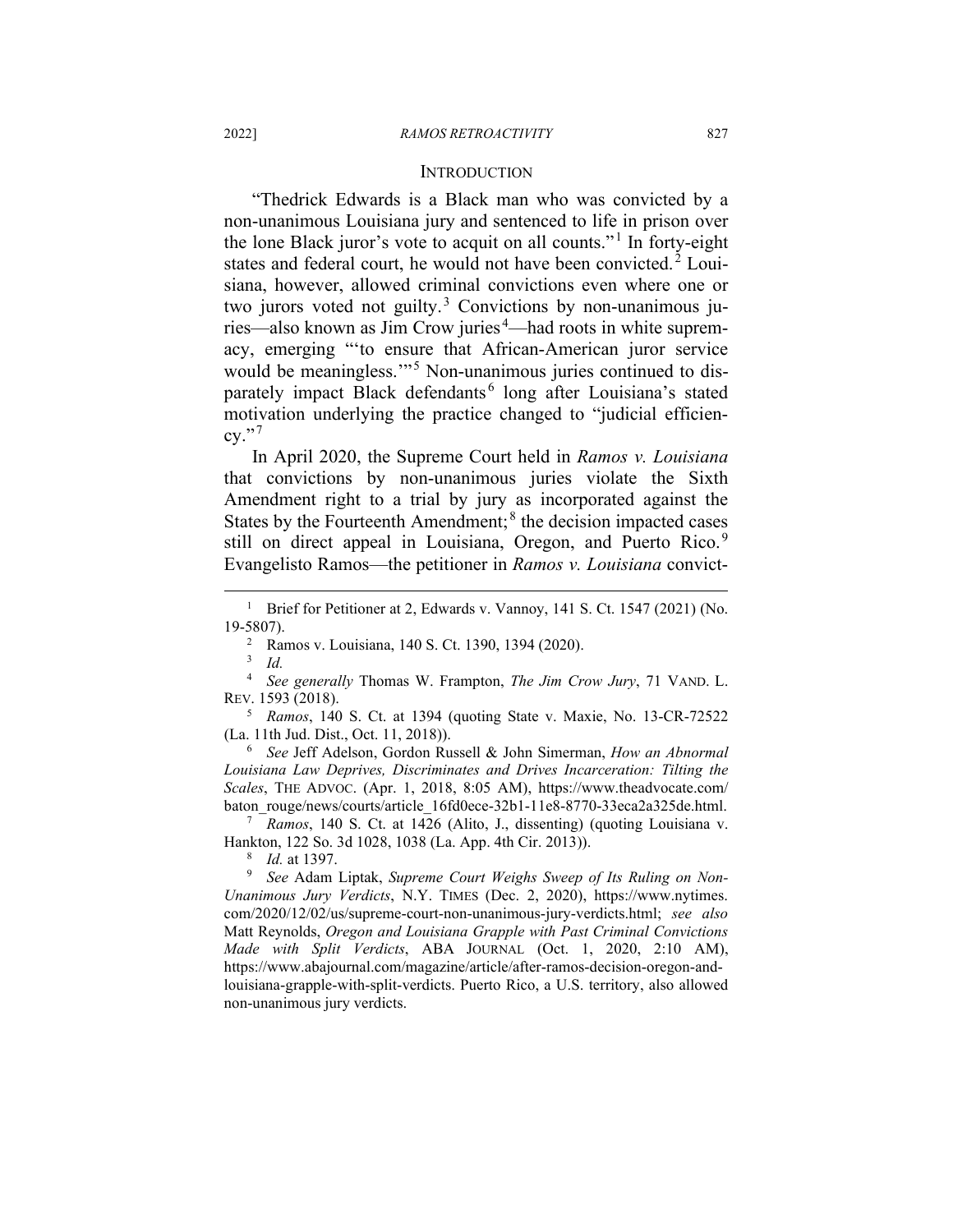## INTRODUCTION

"Thedrick Edwards is a Black man who was convicted by a non-unanimous Louisiana jury and sentenced to life in prison over the lone Black juror's vote to acquit on all counts."[1] In forty-eight states and federal court, he would not have been convicted.[2] Louisiana, however, allowed criminal convictions even where one or two jurors voted not guilty.[3] Convictions by non-unanimous juries—also known as Jim Crow juries[4]—had roots in white supremacy, emerging "'to ensure that African-American juror service would be meaningless.'"[5] Non-unanimous juries continued to disparately impact Black defendants[6] long after Louisiana's stated motivation underlying the practice changed to "judicial efficiency."[7]

In April 2020, the Supreme Court held in *Ramos v. Louisiana* that convictions by non-unanimous juries violate the Sixth Amendment right to a trial by jury as incorporated against the States by the Fourteenth Amendment;[8] the decision impacted cases still on direct appeal in Louisiana, Oregon, and Puerto Rico.[9] Evangelisto Ramos—the petitioner in *Ramos v. Louisiana* convict-

---

[1] Brief for Petitioner at 2, Edwards v. Vannoy, 141 S. Ct. 1547 (2021) (No. 19-5807).

[2] Ramos v. Louisiana, 140 S. Ct. 1390, 1394 (2020).

[3] *Id.*

[4] *See generally* Thomas W. Frampton, *The Jim Crow Jury*, 71 VAND. L. REV. 1593 (2018).

[5] *Ramos*, 140 S. Ct. at 1394 (quoting State v. Maxie, No. 13-CR-72522 (La. 11th Jud. Dist., Oct. 11, 2018)).

[6] *See* Jeff Adelson, Gordon Russell & John Simerman, *How an Abnormal Louisiana Law Deprives, Discriminates and Drives Incarceration: Tilting the Scales*, THE ADVOC. (Apr. 1, 2018, 8:05 AM), https://www.theadvocate.com/baton_rouge/news/courts/article_16fd0ece-32b1-11e8-8770-33eca2a325de.html.

[7] *Ramos*, 140 S. Ct. at 1426 (Alito, J., dissenting) (quoting Louisiana v. Hankton, 122 So. 3d 1028, 1038 (La. App. 4th Cir. 2013)).

[8] *Id.* at 1397.

[9] *See* Adam Liptak, *Supreme Court Weighs Sweep of Its Ruling on Non-Unanimous Jury Verdicts*, N.Y. TIMES (Dec. 2, 2020), https://www.nytimes.com/2020/12/02/us/supreme-court-non-unanimous-jury-verdicts.html; *see also* Matt Reynolds, *Oregon and Louisiana Grapple with Past Criminal Convictions Made with Split Verdicts*, ABA JOURNAL (Oct. 1, 2020, 2:10 AM), https://www.abajournal.com/magazine/article/after-ramos-decision-oregon-and-louisiana-grapple-with-split-verdicts. Puerto Rico, a U.S. territory, also allowed non-unanimous jury verdicts.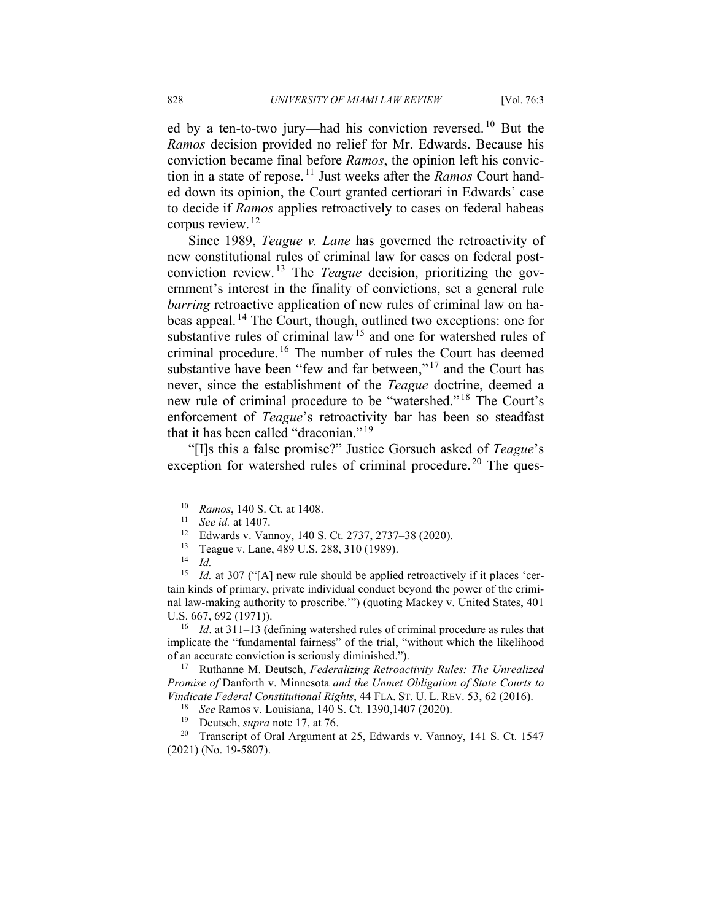ed by a ten-to-two jury—had his conviction reversed.[10] But the *Ramos* decision provided no relief for Mr. Edwards. Because his conviction became final before *Ramos*, the opinion left his conviction in a state of repose.[11] Just weeks after the *Ramos* Court handed down its opinion, the Court granted certiorari in Edwards' case to decide if *Ramos* applies retroactively to cases on federal habeas corpus review.[12]

Since 1989, *Teague v. Lane* has governed the retroactivity of new constitutional rules of criminal law for cases on federal post-conviction review.[13] The *Teague* decision, prioritizing the government's interest in the finality of convictions, set a general rule *barring* retroactive application of new rules of criminal law on habeas appeal.[14] The Court, though, outlined two exceptions: one for substantive rules of criminal law[15] and one for watershed rules of criminal procedure.[16] The number of rules the Court has deemed substantive have been "few and far between,"[17] and the Court has never, since the establishment of the *Teague* doctrine, deemed a new rule of criminal procedure to be "watershed."[18] The Court's enforcement of *Teague*'s retroactivity bar has been so steadfast that it has been called "draconian."[19]

"[I]s this a false promise?" Justice Gorsuch asked of *Teague*'s exception for watershed rules of criminal procedure.[20] The ques-

---

[10] *Ramos*, 140 S. Ct. at 1408.

[11] *See id.* at 1407.

[12] Edwards v. Vannoy, 140 S. Ct. 2737, 2737–38 (2020).

[13] Teague v. Lane, 489 U.S. 288, 310 (1989).

[14] *Id.*

[15] *Id.* at 307 ("[A] new rule should be applied retroactively if it places 'certain kinds of primary, private individual conduct beyond the power of the criminal law-making authority to proscribe.'") (quoting Mackey v. United States, 401 U.S. 667, 692 (1971)).

[16] *Id*. at 311–13 (defining watershed rules of criminal procedure as rules that implicate the "fundamental fairness" of the trial, "without which the likelihood of an accurate conviction is seriously diminished.").

[17] Ruthanne M. Deutsch, *Federalizing Retroactivity Rules: The Unrealized Promise of* Danforth v. Minnesota *and the Unmet Obligation of State Courts to Vindicate Federal Constitutional Rights*, 44 FLA. ST. U. L. REV. 53, 62 (2016).

[18] *See* Ramos v. Louisiana, 140 S. Ct. 1390,1407 (2020).

[19] Deutsch, *supra* note 17, at 76.

[20] Transcript of Oral Argument at 25, Edwards v. Vannoy, 141 S. Ct. 1547 (2021) (No. 19-5807).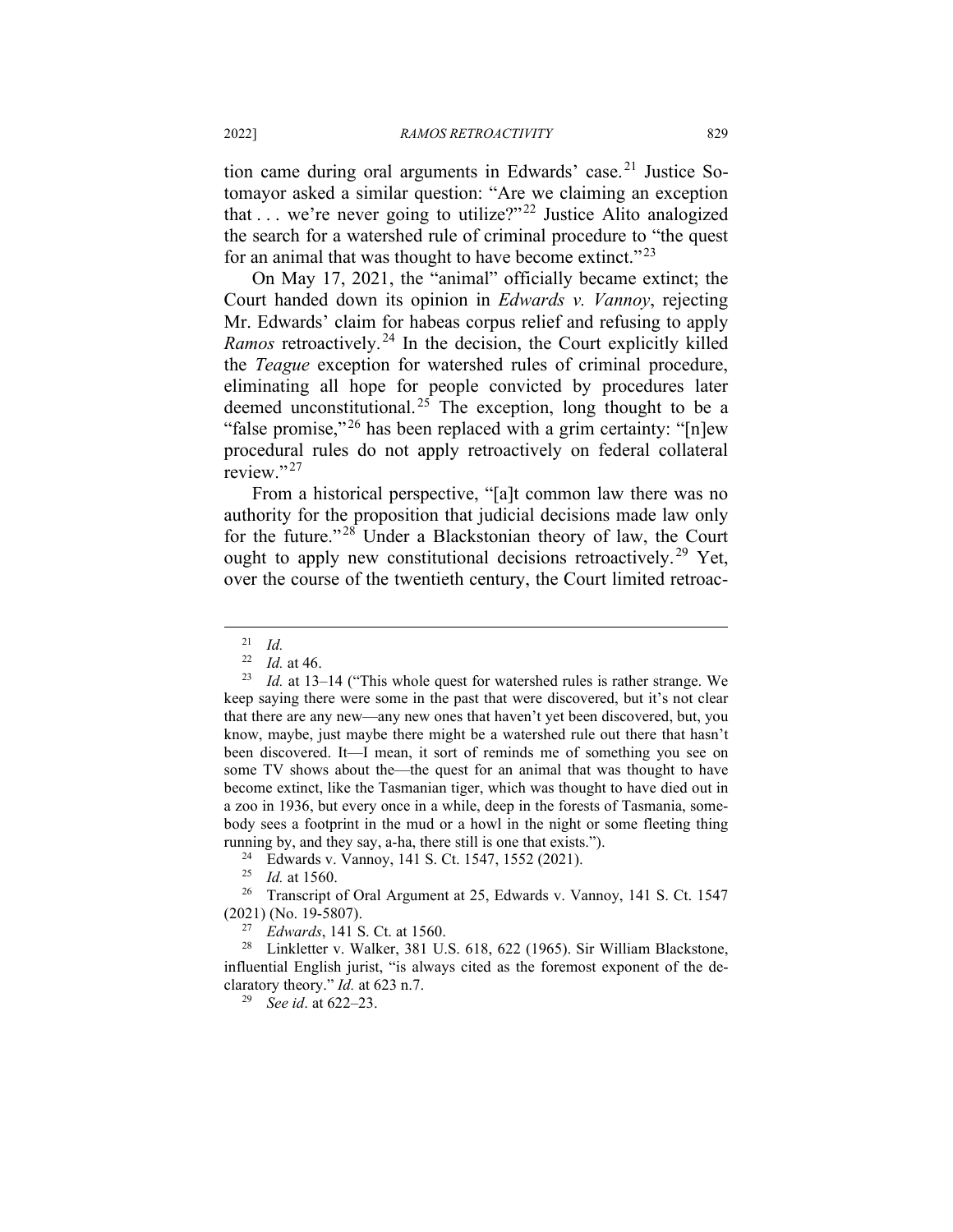tion came during oral arguments in Edwards' case.[21] Justice Sotomayor asked a similar question: "Are we claiming an exception that . . . we're never going to utilize?"[22] Justice Alito analogized the search for a watershed rule of criminal procedure to "the quest for an animal that was thought to have become extinct."[23]

On May 17, 2021, the "animal" officially became extinct; the Court handed down its opinion in *Edwards v. Vannoy*, rejecting Mr. Edwards' claim for habeas corpus relief and refusing to apply *Ramos* retroactively.[24] In the decision, the Court explicitly killed the *Teague* exception for watershed rules of criminal procedure, eliminating all hope for people convicted by procedures later deemed unconstitutional.[25] The exception, long thought to be a "false promise,"[26] has been replaced with a grim certainty: "[n]ew procedural rules do not apply retroactively on federal collateral review."[27]

From a historical perspective, "[a]t common law there was no authority for the proposition that judicial decisions made law only for the future."[28] Under a Blackstonian theory of law, the Court ought to apply new constitutional decisions retroactively.[29] Yet, over the course of the twentieth century, the Court limited retroac-

---

[21] *Id.*

[22] *Id.* at 46.

[23] *Id.* at 13–14 ("This whole quest for watershed rules is rather strange. We keep saying there were some in the past that were discovered, but it's not clear that there are any new—any new ones that haven't yet been discovered, but, you know, maybe, just maybe there might be a watershed rule out there that hasn't been discovered. It—I mean, it sort of reminds me of something you see on some TV shows about the—the quest for an animal that was thought to have become extinct, like the Tasmanian tiger, which was thought to have died out in a zoo in 1936, but every once in a while, deep in the forests of Tasmania, somebody sees a footprint in the mud or a howl in the night or some fleeting thing running by, and they say, a-ha, there still is one that exists.").

[24] Edwards v. Vannoy, 141 S. Ct. 1547, 1552 (2021).

[25] *Id.* at 1560.

[26] Transcript of Oral Argument at 25, Edwards v. Vannoy, 141 S. Ct. 1547 (2021) (No. 19-5807).

[27] *Edwards*, 141 S. Ct. at 1560.

[28] Linkletter v. Walker, 381 U.S. 618, 622 (1965). Sir William Blackstone, influential English jurist, "is always cited as the foremost exponent of the declaratory theory." *Id.* at 623 n.7.

[29] *See id*. at 622–23.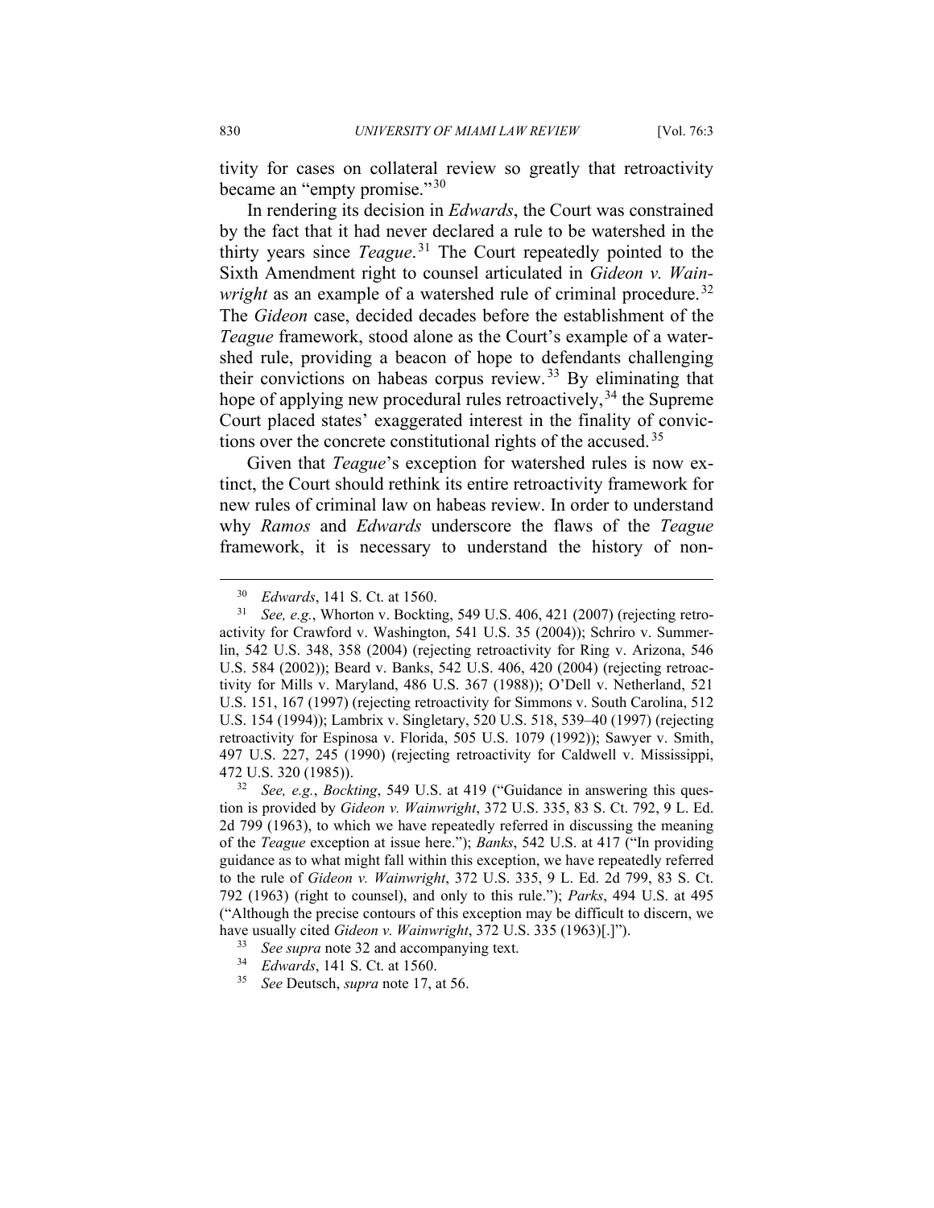tivity for cases on collateral review so greatly that retroactivity became an "empty promise."[30]

In rendering its decision in *Edwards*, the Court was constrained by the fact that it had never declared a rule to be watershed in the thirty years since *Teague*.[31] The Court repeatedly pointed to the Sixth Amendment right to counsel articulated in *Gideon v. Wainwright* as an example of a watershed rule of criminal procedure.[32] The *Gideon* case, decided decades before the establishment of the *Teague* framework, stood alone as the Court's example of a watershed rule, providing a beacon of hope to defendants challenging their convictions on habeas corpus review.[33] By eliminating that hope of applying new procedural rules retroactively,[34] the Supreme Court placed states' exaggerated interest in the finality of convictions over the concrete constitutional rights of the accused.[35]

Given that *Teague*'s exception for watershed rules is now extinct, the Court should rethink its entire retroactivity framework for new rules of criminal law on habeas review. In order to understand why *Ramos* and *Edwards* underscore the flaws of the *Teague* framework, it is necessary to understand the history of non-

---

[30] *Edwards*, 141 S. Ct. at 1560.

[31] *See, e.g.*, Whorton v. Bockting, 549 U.S. 406, 421 (2007) (rejecting retroactivity for Crawford v. Washington, 541 U.S. 35 (2004)); Schriro v. Summerlin, 542 U.S. 348, 358 (2004) (rejecting retroactivity for Ring v. Arizona, 546 U.S. 584 (2002)); Beard v. Banks, 542 U.S. 406, 420 (2004) (rejecting retroactivity for Mills v. Maryland, 486 U.S. 367 (1988)); O'Dell v. Netherland, 521 U.S. 151, 167 (1997) (rejecting retroactivity for Simmons v. South Carolina, 512 U.S. 154 (1994)); Lambrix v. Singletary, 520 U.S. 518, 539–40 (1997) (rejecting retroactivity for Espinosa v. Florida, 505 U.S. 1079 (1992)); Sawyer v. Smith, 497 U.S. 227, 245 (1990) (rejecting retroactivity for Caldwell v. Mississippi, 472 U.S. 320 (1985)).

[32] *See, e.g.*, *Bockting*, 549 U.S. at 419 ("Guidance in answering this question is provided by *Gideon v. Wainwright*, 372 U.S. 335, 83 S. Ct. 792, 9 L. Ed. 2d 799 (1963), to which we have repeatedly referred in discussing the meaning of the *Teague* exception at issue here."); *Banks*, 542 U.S. at 417 ("In providing guidance as to what might fall within this exception, we have repeatedly referred to the rule of *Gideon v. Wainwright*, 372 U.S. 335, 9 L. Ed. 2d 799, 83 S. Ct. 792 (1963) (right to counsel), and only to this rule."); *Parks*, 494 U.S. at 495 ("Although the precise contours of this exception may be difficult to discern, we have usually cited *Gideon v. Wainwright*, 372 U.S. 335 (1963)[.]").

[33] *See supra* note 32 and accompanying text.

[34] *Edwards*, 141 S. Ct. at 1560.

[35] *See* Deutsch, *supra* note 17, at 56.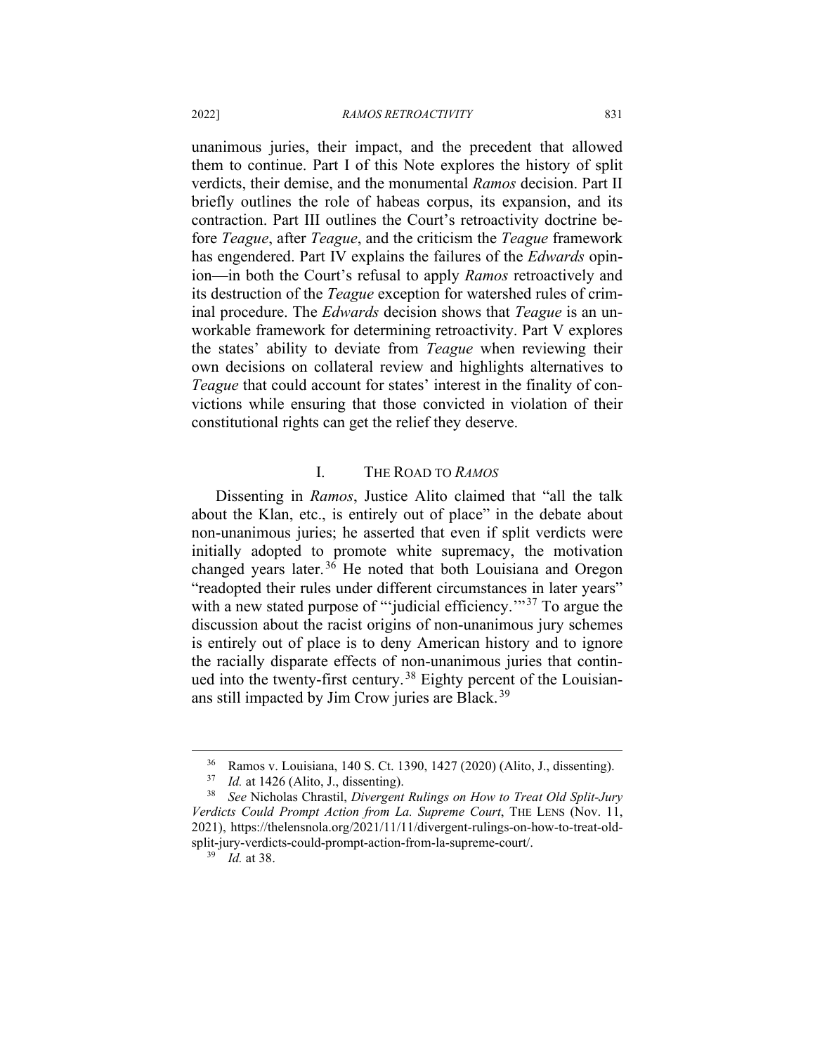unanimous juries, their impact, and the precedent that allowed them to continue. Part I of this Note explores the history of split verdicts, their demise, and the monumental *Ramos* decision. Part II briefly outlines the role of habeas corpus, its expansion, and its contraction. Part III outlines the Court's retroactivity doctrine before *Teague*, after *Teague*, and the criticism the *Teague* framework has engendered. Part IV explains the failures of the *Edwards* opinion—in both the Court's refusal to apply *Ramos* retroactively and its destruction of the *Teague* exception for watershed rules of criminal procedure. The *Edwards* decision shows that *Teague* is an unworkable framework for determining retroactivity. Part V explores the states' ability to deviate from *Teague* when reviewing their own decisions on collateral review and highlights alternatives to *Teague* that could account for states' interest in the finality of convictions while ensuring that those convicted in violation of their constitutional rights can get the relief they deserve.

## I. THE ROAD TO *RAMOS*

Dissenting in *Ramos*, Justice Alito claimed that "all the talk about the Klan, etc., is entirely out of place" in the debate about non-unanimous juries; he asserted that even if split verdicts were initially adopted to promote white supremacy, the motivation changed years later.[36] He noted that both Louisiana and Oregon "readopted their rules under different circumstances in later years" with a new stated purpose of "'judicial efficiency.'"[37] To argue the discussion about the racist origins of non-unanimous jury schemes is entirely out of place is to deny American history and to ignore the racially disparate effects of non-unanimous juries that continued into the twenty-first century.[38] Eighty percent of the Louisianans still impacted by Jim Crow juries are Black.[39]

---

[36] Ramos v. Louisiana, 140 S. Ct. 1390, 1427 (2020) (Alito, J., dissenting).

[37] *Id.* at 1426 (Alito, J., dissenting).

[38] *See* Nicholas Chrastil, *Divergent Rulings on How to Treat Old Split-Jury Verdicts Could Prompt Action from La. Supreme Court*, THE LENS (Nov. 11, 2021), https://thelensnola.org/2021/11/11/divergent-rulings-on-how-to-treat-old-split-jury-verdicts-could-prompt-action-from-la-supreme-court/.

[39] *Id.* at 38.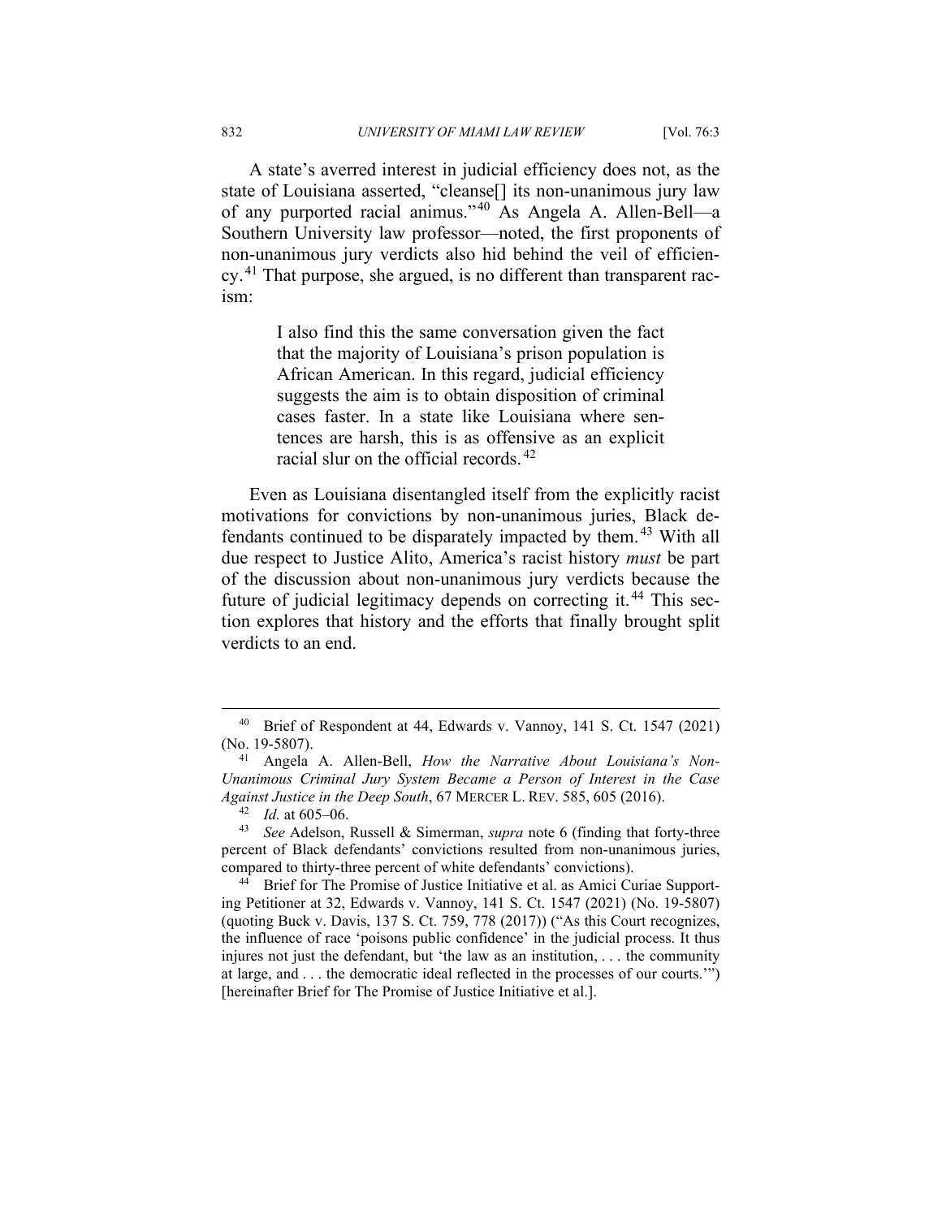A state's averred interest in judicial efficiency does not, as the state of Louisiana asserted, "cleanse[] its non-unanimous jury law of any purported racial animus."[40] As Angela A. Allen-Bell—a Southern University law professor—noted, the first proponents of non-unanimous jury verdicts also hid behind the veil of efficiency.[41] That purpose, she argued, is no different than transparent racism:

> I also find this the same conversation given the fact that the majority of Louisiana's prison population is African American. In this regard, judicial efficiency suggests the aim is to obtain disposition of criminal cases faster. In a state like Louisiana where sentences are harsh, this is as offensive as an explicit racial slur on the official records.[42]

Even as Louisiana disentangled itself from the explicitly racist motivations for convictions by non-unanimous juries, Black defendants continued to be disparately impacted by them.[43] With all due respect to Justice Alito, America's racist history *must* be part of the discussion about non-unanimous jury verdicts because the future of judicial legitimacy depends on correcting it.[44] This section explores that history and the efforts that finally brought split verdicts to an end.

---

[40] Brief of Respondent at 44, Edwards v. Vannoy, 141 S. Ct. 1547 (2021) (No. 19-5807).

[41] Angela A. Allen-Bell, *How the Narrative About Louisiana's Non-Unanimous Criminal Jury System Became a Person of Interest in the Case Against Justice in the Deep South*, 67 MERCER L. REV. 585, 605 (2016).

[42] *Id.* at 605–06.

[43] *See* Adelson, Russell & Simerman, *supra* note 6 (finding that forty-three percent of Black defendants' convictions resulted from non-unanimous juries, compared to thirty-three percent of white defendants' convictions).

[44] Brief for The Promise of Justice Initiative et al. as Amici Curiae Supporting Petitioner at 32, Edwards v. Vannoy, 141 S. Ct. 1547 (2021) (No. 19-5807) (quoting Buck v. Davis, 137 S. Ct. 759, 778 (2017)) ("As this Court recognizes, the influence of race 'poisons public confidence' in the judicial process. It thus injures not just the defendant, but 'the law as an institution, . . . the community at large, and . . . the democratic ideal reflected in the processes of our courts.'") [hereinafter Brief for The Promise of Justice Initiative et al.].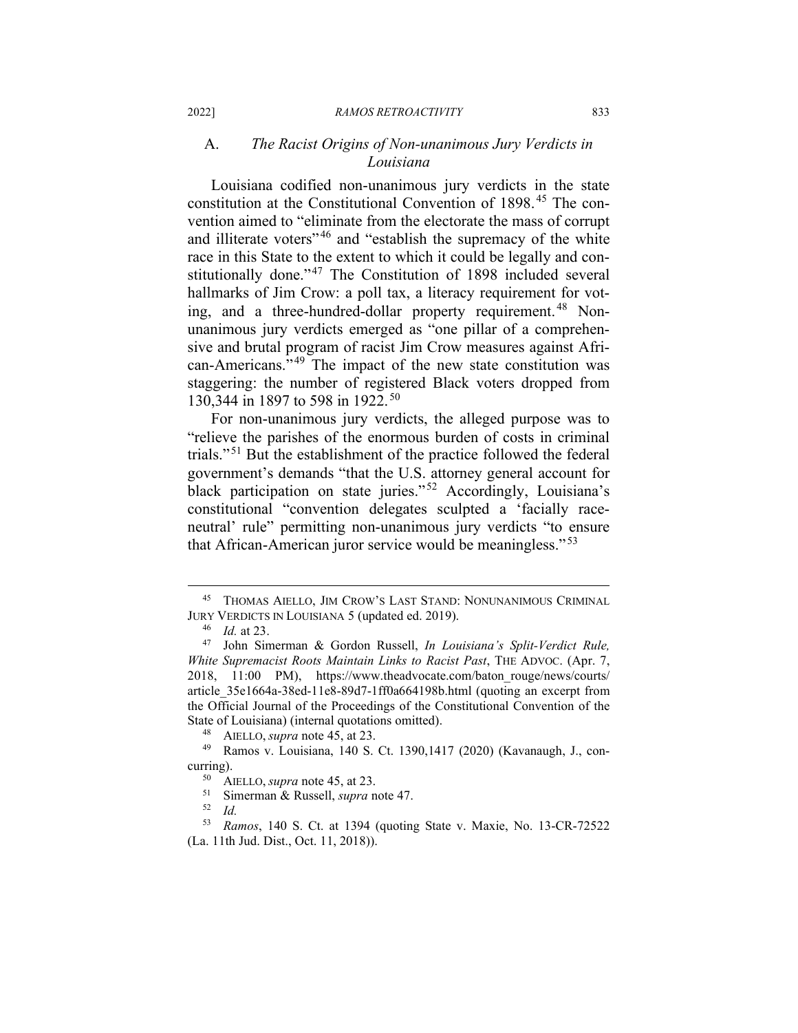### A. *The Racist Origins of Non-unanimous Jury Verdicts in Louisiana*

Louisiana codified non-unanimous jury verdicts in the state constitution at the Constitutional Convention of 1898.[45] The convention aimed to "eliminate from the electorate the mass of corrupt and illiterate voters"[46] and "establish the supremacy of the white race in this State to the extent to which it could be legally and constitutionally done."[47] The Constitution of 1898 included several hallmarks of Jim Crow: a poll tax, a literacy requirement for voting, and a three-hundred-dollar property requirement.[48] Non-unanimous jury verdicts emerged as "one pillar of a comprehensive and brutal program of racist Jim Crow measures against African-Americans."[49] The impact of the new state constitution was staggering: the number of registered Black voters dropped from 130,344 in 1897 to 598 in 1922.[50]

For non-unanimous jury verdicts, the alleged purpose was to "relieve the parishes of the enormous burden of costs in criminal trials."[51] But the establishment of the practice followed the federal government's demands "that the U.S. attorney general account for black participation on state juries."[52] Accordingly, Louisiana's constitutional "convention delegates sculpted a 'facially race-neutral' rule" permitting non-unanimous jury verdicts "to ensure that African-American juror service would be meaningless."[53]

---

[45] THOMAS AIELLO, JIM CROW'S LAST STAND: NONUNANIMOUS CRIMINAL JURY VERDICTS IN LOUISIANA 5 (updated ed. 2019).

[46] *Id.* at 23.

[47] John Simerman & Gordon Russell, *In Louisiana's Split-Verdict Rule, White Supremacist Roots Maintain Links to Racist Past*, THE ADVOC. (Apr. 7, 2018, 11:00 PM), https://www.theadvocate.com/baton_rouge/news/courts/article_35e1664a-38ed-11e8-89d7-1ff0a664198b.html (quoting an excerpt from the Official Journal of the Proceedings of the Constitutional Convention of the State of Louisiana) (internal quotations omitted).

[48] AIELLO, *supra* note 45, at 23.

[49] Ramos v. Louisiana, 140 S. Ct. 1390,1417 (2020) (Kavanaugh, J., concurring).

[50] AIELLO, *supra* note 45, at 23.

[51] Simerman & Russell, *supra* note 47.

[52] *Id.*

[53] *Ramos*, 140 S. Ct. at 1394 (quoting State v. Maxie, No. 13-CR-72522 (La. 11th Jud. Dist., Oct. 11, 2018)).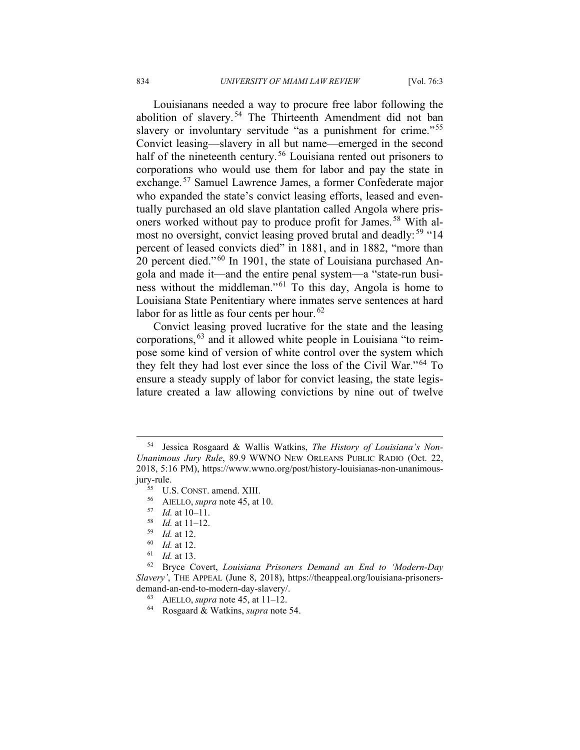Louisianans needed a way to procure free labor following the abolition of slavery.[54] The Thirteenth Amendment did not ban slavery or involuntary servitude "as a punishment for crime."[55] Convict leasing—slavery in all but name—emerged in the second half of the nineteenth century.[56] Louisiana rented out prisoners to corporations who would use them for labor and pay the state in exchange.[57] Samuel Lawrence James, a former Confederate major who expanded the state's convict leasing efforts, leased and eventually purchased an old slave plantation called Angola where prisoners worked without pay to produce profit for James.[58] With almost no oversight, convict leasing proved brutal and deadly:[59] "14 percent of leased convicts died" in 1881, and in 1882, "more than 20 percent died."[60] In 1901, the state of Louisiana purchased Angola and made it—and the entire penal system—a "state-run business without the middleman."[61] To this day, Angola is home to Louisiana State Penitentiary where inmates serve sentences at hard labor for as little as four cents per hour.[62]

Convict leasing proved lucrative for the state and the leasing corporations,[63] and it allowed white people in Louisiana "to reimpose some kind of version of white control over the system which they felt they had lost ever since the loss of the Civil War."[64] To ensure a steady supply of labor for convict leasing, the state legislature created a law allowing convictions by nine out of twelve

---

[54] Jessica Rosgaard & Wallis Watkins, *The History of Louisiana's Non-Unanimous Jury Rule*, 89.9 WWNO NEW ORLEANS PUBLIC RADIO (Oct. 22, 2018, 5:16 PM), https://www.wwno.org/post/history-louisianas-non-unanimous-jury-rule.

[55] U.S. CONST. amend. XIII.

[56] AIELLO, *supra* note 45, at 10.

[57] *Id.* at 10–11.

[58] *Id.* at 11–12.

[59] *Id.* at 12.

[60] *Id.* at 12.

[61] *Id.* at 13.

[62] Bryce Covert, *Louisiana Prisoners Demand an End to 'Modern-Day Slavery'*, THE APPEAL (June 8, 2018), https://theappeal.org/louisiana-prisoners-demand-an-end-to-modern-day-slavery/.

[63] AIELLO, *supra* note 45, at 11–12.

[64] Rosgaard & Watkins, *supra* note 54.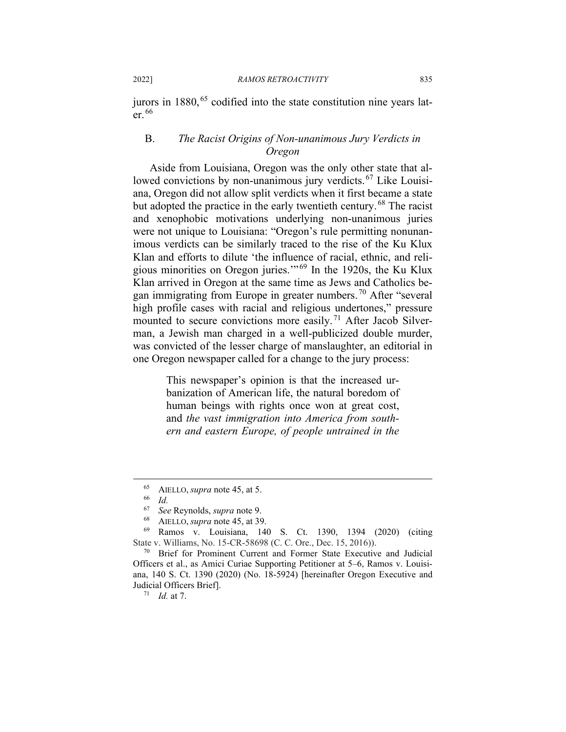jurors in 1880,[65] codified into the state constitution nine years later.[66]

### B. *The Racist Origins of Non-unanimous Jury Verdicts in Oregon*

Aside from Louisiana, Oregon was the only other state that allowed convictions by non-unanimous jury verdicts.[67] Like Louisiana, Oregon did not allow split verdicts when it first became a state but adopted the practice in the early twentieth century.[68] The racist and xenophobic motivations underlying non-unanimous juries were not unique to Louisiana: "Oregon's rule permitting nonunanimous verdicts can be similarly traced to the rise of the Ku Klux Klan and efforts to dilute 'the influence of racial, ethnic, and religious minorities on Oregon juries.'"[69] In the 1920s, the Ku Klux Klan arrived in Oregon at the same time as Jews and Catholics began immigrating from Europe in greater numbers.[70] After "several high profile cases with racial and religious undertones," pressure mounted to secure convictions more easily.[71] After Jacob Silverman, a Jewish man charged in a well-publicized double murder, was convicted of the lesser charge of manslaughter, an editorial in one Oregon newspaper called for a change to the jury process:

> This newspaper's opinion is that the increased urbanization of American life, the natural boredom of human beings with rights once won at great cost, and *the vast immigration into America from southern and eastern Europe, of people untrained in the*

---

[65] AIELLO, *supra* note 45, at 5.

[66] *Id.*

[67] *See* Reynolds, *supra* note 9.

[68] AIELLO, *supra* note 45, at 39.

[69] Ramos v. Louisiana, 140 S. Ct. 1390, 1394 (2020) (citing State v. Williams, No. 15-CR-58698 (C. C. Ore., Dec. 15, 2016)).

[70] Brief for Prominent Current and Former State Executive and Judicial Officers et al., as Amici Curiae Supporting Petitioner at 5–6, Ramos v. Louisiana, 140 S. Ct. 1390 (2020) (No. 18-5924) [hereinafter Oregon Executive and Judicial Officers Brief].

[71] *Id.* at 7.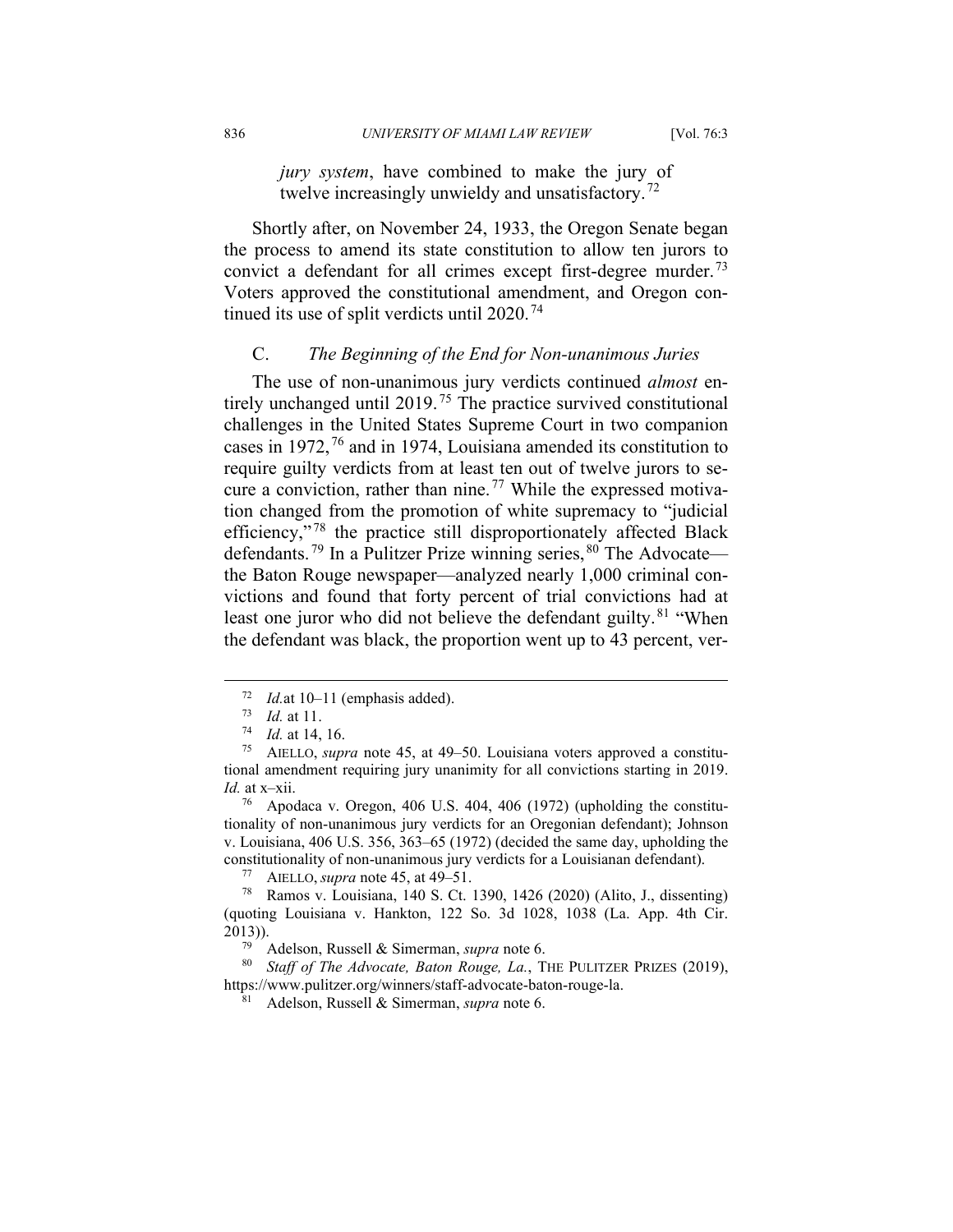*jury system*, have combined to make the jury of twelve increasingly unwieldy and unsatisfactory.[72]

Shortly after, on November 24, 1933, the Oregon Senate began the process to amend its state constitution to allow ten jurors to convict a defendant for all crimes except first-degree murder.[73] Voters approved the constitutional amendment, and Oregon continued its use of split verdicts until 2020.[74]

### C. *The Beginning of the End for Non-unanimous Juries*

The use of non-unanimous jury verdicts continued *almost* entirely unchanged until 2019.[75] The practice survived constitutional challenges in the United States Supreme Court in two companion cases in 1972,[76] and in 1974, Louisiana amended its constitution to require guilty verdicts from at least ten out of twelve jurors to secure a conviction, rather than nine.[77] While the expressed motivation changed from the promotion of white supremacy to "judicial efficiency,"[78] the practice still disproportionately affected Black defendants.[79] In a Pulitzer Prize winning series,[80] The Advocate—the Baton Rouge newspaper—analyzed nearly 1,000 criminal convictions and found that forty percent of trial convictions had at least one juror who did not believe the defendant guilty.[81] "When the defendant was black, the proportion went up to 43 percent, ver-

---

[72] *Id.*at 10–11 (emphasis added).

[73] *Id.* at 11.

[74] *Id.* at 14, 16.

[75] AIELLO, *supra* note 45, at 49–50. Louisiana voters approved a constitutional amendment requiring jury unanimity for all convictions starting in 2019. *Id.* at x–xii.

[76] Apodaca v. Oregon, 406 U.S. 404, 406 (1972) (upholding the constitutionality of non-unanimous jury verdicts for an Oregonian defendant); Johnson v. Louisiana, 406 U.S. 356, 363–65 (1972) (decided the same day, upholding the constitutionality of non-unanimous jury verdicts for a Louisianan defendant).

[77] AIELLO, *supra* note 45, at 49–51.

[78] Ramos v. Louisiana, 140 S. Ct. 1390, 1426 (2020) (Alito, J., dissenting) (quoting Louisiana v. Hankton, 122 So. 3d 1028, 1038 (La. App. 4th Cir. 2013)).

[79] Adelson, Russell & Simerman, *supra* note 6.

[80] *Staff of The Advocate, Baton Rouge, La.*, THE PULITZER PRIZES (2019), https://www.pulitzer.org/winners/staff-advocate-baton-rouge-la.

[81] Adelson, Russell & Simerman, *supra* note 6.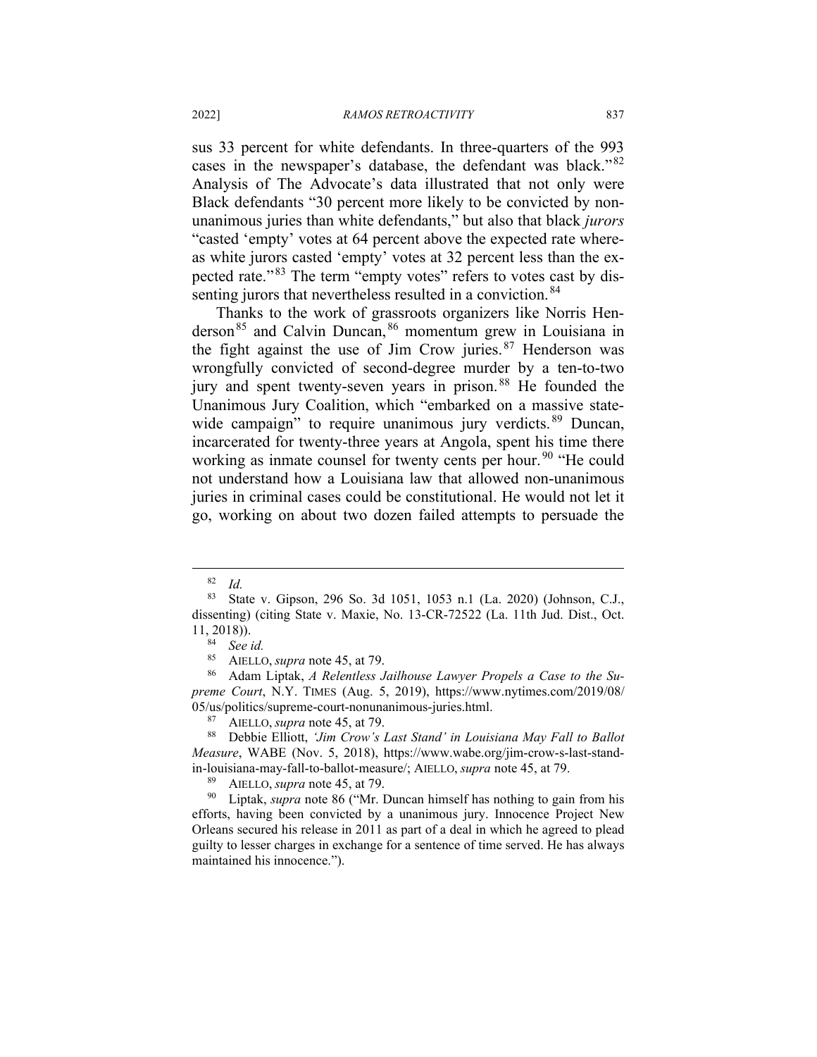sus 33 percent for white defendants. In three-quarters of the 993 cases in the newspaper's database, the defendant was black."[82] Analysis of The Advocate's data illustrated that not only were Black defendants "30 percent more likely to be convicted by non-unanimous juries than white defendants," but also that black *jurors* "casted 'empty' votes at 64 percent above the expected rate whereas white jurors casted 'empty' votes at 32 percent less than the expected rate."[83] The term "empty votes" refers to votes cast by dissenting jurors that nevertheless resulted in a conviction.[84]

Thanks to the work of grassroots organizers like Norris Henderson[85] and Calvin Duncan,[86] momentum grew in Louisiana in the fight against the use of Jim Crow juries.[87] Henderson was wrongfully convicted of second-degree murder by a ten-to-two jury and spent twenty-seven years in prison.[88] He founded the Unanimous Jury Coalition, which "embarked on a massive statewide campaign" to require unanimous jury verdicts.[89] Duncan, incarcerated for twenty-three years at Angola, spent his time there working as inmate counsel for twenty cents per hour.[90] "He could not understand how a Louisiana law that allowed non-unanimous juries in criminal cases could be constitutional. He would not let it go, working on about two dozen failed attempts to persuade the

---

[82] *Id.*

[83] State v. Gipson, 296 So. 3d 1051, 1053 n.1 (La. 2020) (Johnson, C.J., dissenting) (citing State v. Maxie, No. 13-CR-72522 (La. 11th Jud. Dist., Oct. 11, 2018)).

[84] *See id.*

[85] AIELLO, *supra* note 45, at 79.

[86] Adam Liptak, *A Relentless Jailhouse Lawyer Propels a Case to the Supreme Court*, N.Y. TIMES (Aug. 5, 2019), https://www.nytimes.com/2019/08/05/us/politics/supreme-court-nonunanimous-juries.html.

[87] AIELLO, *supra* note 45, at 79.

[88] Debbie Elliott, *'Jim Crow's Last Stand' in Louisiana May Fall to Ballot Measure*, WABE (Nov. 5, 2018), https://www.wabe.org/jim-crow-s-last-stand-in-louisiana-may-fall-to-ballot-measure/; AIELLO, *supra* note 45, at 79.

[89] AIELLO, *supra* note 45, at 79.

[90] Liptak, *supra* note 86 ("Mr. Duncan himself has nothing to gain from his efforts, having been convicted by a unanimous jury. Innocence Project New Orleans secured his release in 2011 as part of a deal in which he agreed to plead guilty to lesser charges in exchange for a sentence of time served. He has always maintained his innocence.").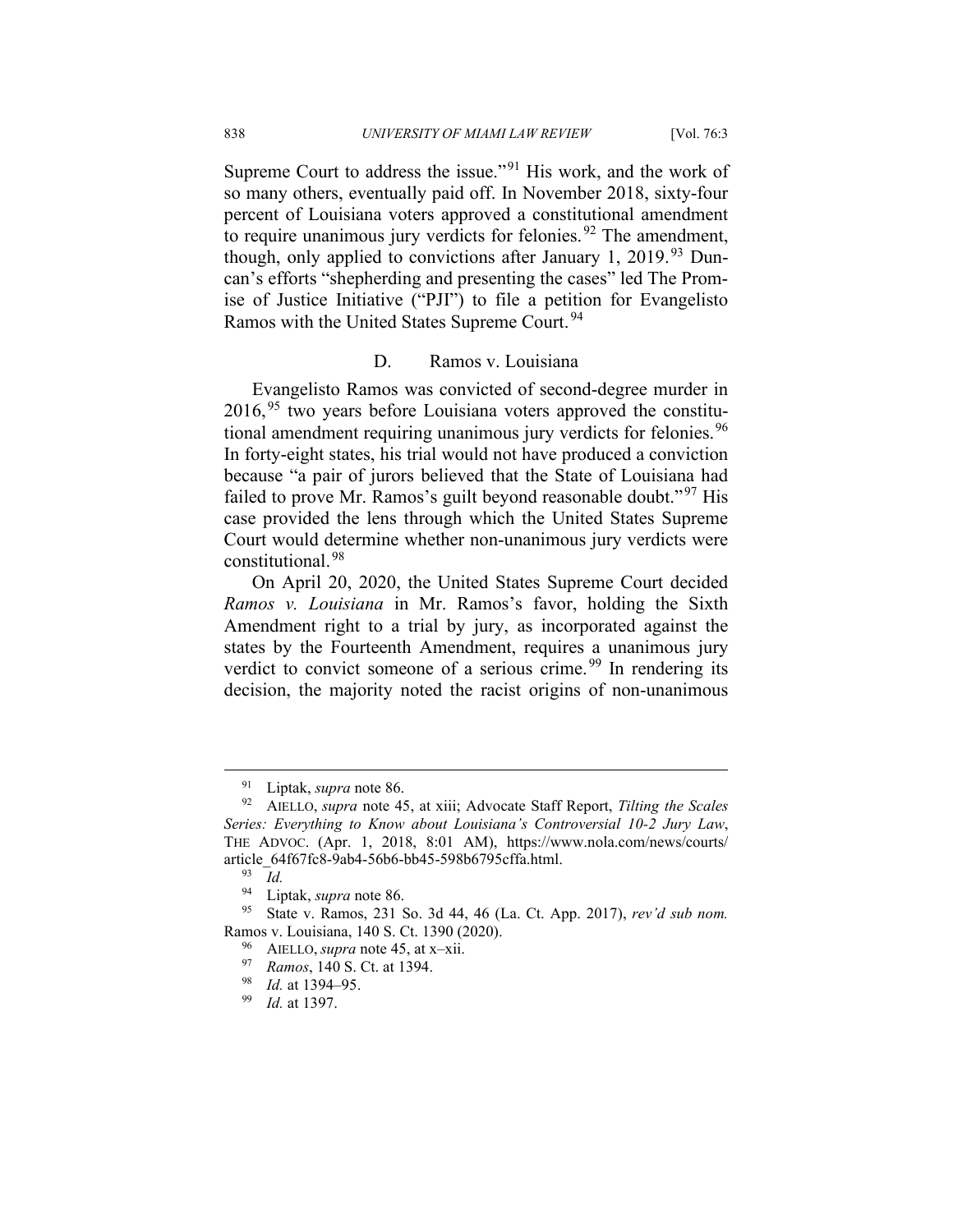Supreme Court to address the issue."[91] His work, and the work of so many others, eventually paid off. In November 2018, sixty-four percent of Louisiana voters approved a constitutional amendment to require unanimous jury verdicts for felonies.[92] The amendment, though, only applied to convictions after January 1, 2019.[93] Duncan's efforts "shepherding and presenting the cases" led The Promise of Justice Initiative ("PJI") to file a petition for Evangelisto Ramos with the United States Supreme Court.[94]

### D. Ramos v. Louisiana

Evangelisto Ramos was convicted of second-degree murder in 2016,[95] two years before Louisiana voters approved the constitutional amendment requiring unanimous jury verdicts for felonies.[96] In forty-eight states, his trial would not have produced a conviction because "a pair of jurors believed that the State of Louisiana had failed to prove Mr. Ramos's guilt beyond reasonable doubt."[97] His case provided the lens through which the United States Supreme Court would determine whether non-unanimous jury verdicts were constitutional.[98]

On April 20, 2020, the United States Supreme Court decided *Ramos v. Louisiana* in Mr. Ramos's favor, holding the Sixth Amendment right to a trial by jury, as incorporated against the states by the Fourteenth Amendment, requires a unanimous jury verdict to convict someone of a serious crime.[99] In rendering its decision, the majority noted the racist origins of non-unanimous

---

[91] Liptak, *supra* note 86.

[92] AIELLO, *supra* note 45, at xiii; Advocate Staff Report, *Tilting the Scales Series: Everything to Know about Louisiana's Controversial 10-2 Jury Law*, THE ADVOC. (Apr. 1, 2018, 8:01 AM), https://www.nola.com/news/courts/article_64f67fc8-9ab4-56b6-bb45-598b6795cffa.html.

[93] *Id.*

[94] Liptak, *supra* note 86.

[95] State v. Ramos, 231 So. 3d 44, 46 (La. Ct. App. 2017), *rev'd sub nom.* Ramos v. Louisiana, 140 S. Ct. 1390 (2020).

[96] AIELLO, *supra* note 45, at x–xii.

[97] *Ramos*, 140 S. Ct. at 1394.

[98] *Id.* at 1394–95.

[99] *Id.* at 1397.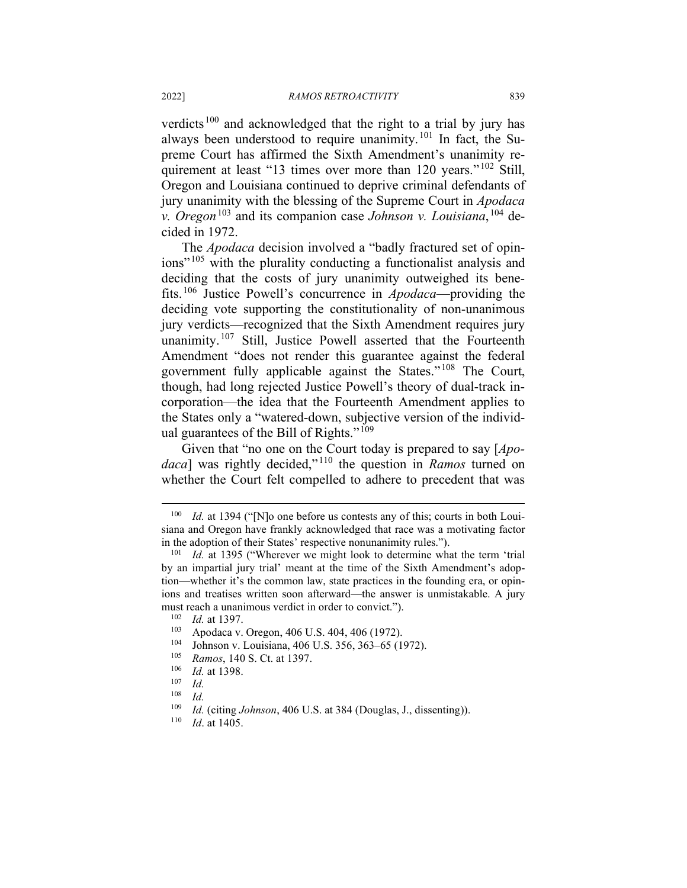verdicts[100] and acknowledged that the right to a trial by jury has always been understood to require unanimity.[101] In fact, the Supreme Court has affirmed the Sixth Amendment's unanimity requirement at least "13 times over more than 120 years."[102] Still, Oregon and Louisiana continued to deprive criminal defendants of jury unanimity with the blessing of the Supreme Court in *Apodaca v. Oregon*[103] and its companion case *Johnson v. Louisiana*,[104] decided in 1972.

The *Apodaca* decision involved a "badly fractured set of opinions"[105] with the plurality conducting a functionalist analysis and deciding that the costs of jury unanimity outweighed its benefits.[106] Justice Powell's concurrence in *Apodaca*—providing the deciding vote supporting the constitutionality of non-unanimous jury verdicts—recognized that the Sixth Amendment requires jury unanimity.[107] Still, Justice Powell asserted that the Fourteenth Amendment "does not render this guarantee against the federal government fully applicable against the States."[108] The Court, though, had long rejected Justice Powell's theory of dual-track incorporation—the idea that the Fourteenth Amendment applies to the States only a "watered-down, subjective version of the individual guarantees of the Bill of Rights."[109]

Given that "no one on the Court today is prepared to say [*Apodaca*] was rightly decided,"[110] the question in *Ramos* turned on whether the Court felt compelled to adhere to precedent that was

---

[100] *Id.* at 1394 ("[N]o one before us contests any of this; courts in both Louisiana and Oregon have frankly acknowledged that race was a motivating factor in the adoption of their States' respective nonunanimity rules.").

[101] *Id.* at 1395 ("Wherever we might look to determine what the term 'trial by an impartial jury trial' meant at the time of the Sixth Amendment's adoption—whether it's the common law, state practices in the founding era, or opinions and treatises written soon afterward—the answer is unmistakable. A jury must reach a unanimous verdict in order to convict.").

[102] *Id.* at 1397.

[103] Apodaca v. Oregon, 406 U.S. 404, 406 (1972).

[104] Johnson v. Louisiana, 406 U.S. 356, 363–65 (1972).

[105] *Ramos*, 140 S. Ct. at 1397.

[106] *Id.* at 1398.

[107] *Id.*

[108] *Id.*

[109] *Id.* (citing *Johnson*, 406 U.S. at 384 (Douglas, J., dissenting)).

[110] *Id*. at 1405.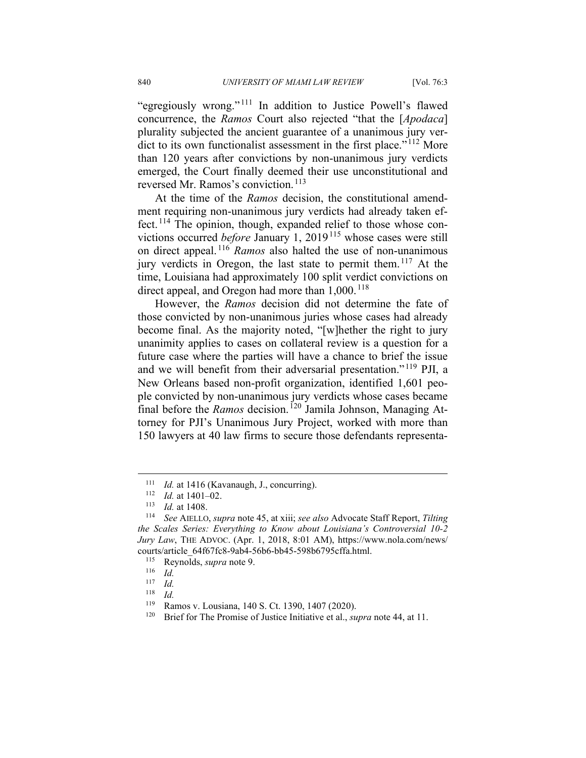"egregiously wrong."[111] In addition to Justice Powell's flawed concurrence, the *Ramos* Court also rejected "that the [*Apodaca*] plurality subjected the ancient guarantee of a unanimous jury verdict to its own functionalist assessment in the first place."[112] More than 120 years after convictions by non-unanimous jury verdicts emerged, the Court finally deemed their use unconstitutional and reversed Mr. Ramos's conviction.[113]

At the time of the *Ramos* decision, the constitutional amendment requiring non-unanimous jury verdicts had already taken effect.[114] The opinion, though, expanded relief to those whose convictions occurred *before* January 1, 2019[115] whose cases were still on direct appeal.[116] *Ramos* also halted the use of non-unanimous jury verdicts in Oregon, the last state to permit them.[117] At the time, Louisiana had approximately 100 split verdict convictions on direct appeal, and Oregon had more than 1,000.[118]

However, the *Ramos* decision did not determine the fate of those convicted by non-unanimous juries whose cases had already become final. As the majority noted, "[w]hether the right to jury unanimity applies to cases on collateral review is a question for a future case where the parties will have a chance to brief the issue and we will benefit from their adversarial presentation."[119] PJI, a New Orleans based non-profit organization, identified 1,601 people convicted by non-unanimous jury verdicts whose cases became final before the *Ramos* decision.[120] Jamila Johnson, Managing Attorney for PJI's Unanimous Jury Project, worked with more than 150 lawyers at 40 law firms to secure those defendants representa-

---

[111] *Id.* at 1416 (Kavanaugh, J., concurring).

[112] *Id.* at 1401–02.

[113] *Id.* at 1408.

[114] *See* AIELLO, *supra* note 45, at xiii; *see also* Advocate Staff Report, *Tilting the Scales Series: Everything to Know about Louisiana's Controversial 10-2 Jury Law*, THE ADVOC. (Apr. 1, 2018, 8:01 AM), https://www.nola.com/news/courts/article_64f67fc8-9ab4-56b6-bb45-598b6795cffa.html.

[115] Reynolds, *supra* note 9.

[116] *Id.*

[117] *Id.*

[118] *Id.*

[119] Ramos v. Lousiana, 140 S. Ct. 1390, 1407 (2020).

[120] Brief for The Promise of Justice Initiative et al., *supra* note 44, at 11.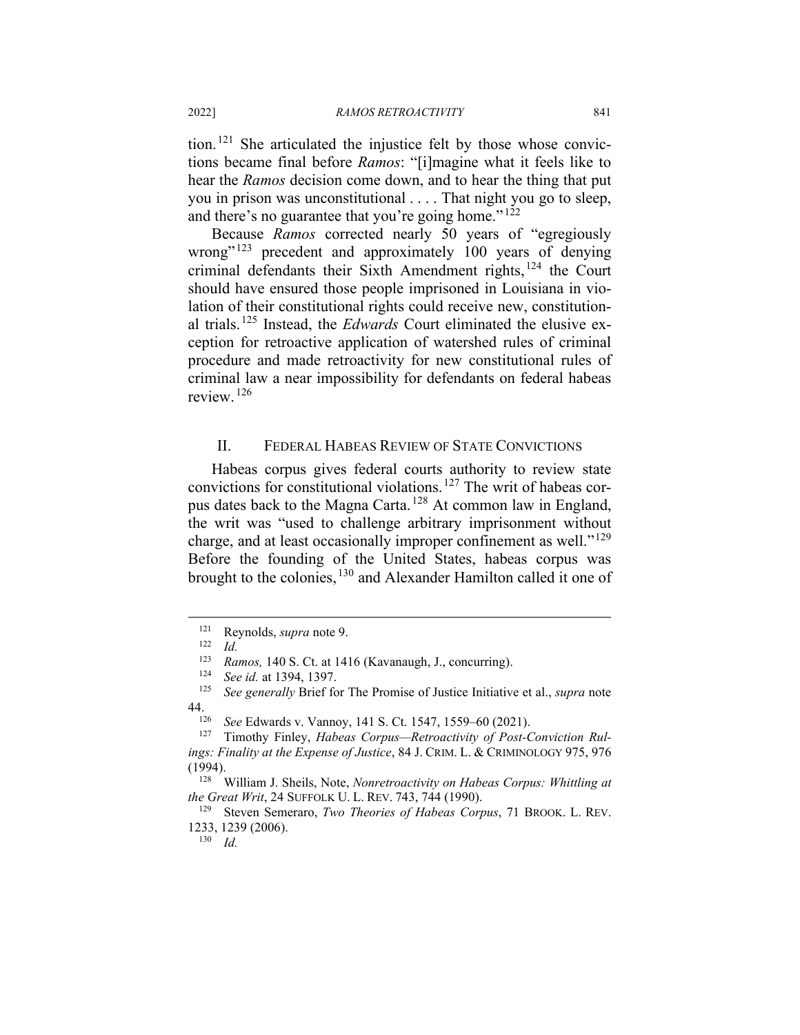tion.[121] She articulated the injustice felt by those whose convictions became final before *Ramos*: "[i]magine what it feels like to hear the *Ramos* decision come down, and to hear the thing that put you in prison was unconstitutional . . . . That night you go to sleep, and there's no guarantee that you're going home."[122]

Because *Ramos* corrected nearly 50 years of "egregiously wrong"[123] precedent and approximately 100 years of denying criminal defendants their Sixth Amendment rights,[124] the Court should have ensured those people imprisoned in Louisiana in violation of their constitutional rights could receive new, constitutional trials.[125] Instead, the *Edwards* Court eliminated the elusive exception for retroactive application of watershed rules of criminal procedure and made retroactivity for new constitutional rules of criminal law a near impossibility for defendants on federal habeas review.[126]

## II. FEDERAL HABEAS REVIEW OF STATE CONVICTIONS

Habeas corpus gives federal courts authority to review state convictions for constitutional violations.[127] The writ of habeas corpus dates back to the Magna Carta.[128] At common law in England, the writ was "used to challenge arbitrary imprisonment without charge, and at least occasionally improper confinement as well."[129] Before the founding of the United States, habeas corpus was brought to the colonies,[130] and Alexander Hamilton called it one of

---

[121] Reynolds, *supra* note 9.

[122] *Id.*

[123] *Ramos,* 140 S. Ct. at 1416 (Kavanaugh, J., concurring).

[124] *See id.* at 1394, 1397.

[125] *See generally* Brief for The Promise of Justice Initiative et al., *supra* note 44.

[126] *See* Edwards v. Vannoy, 141 S. Ct. 1547, 1559–60 (2021).

[127] Timothy Finley, *Habeas Corpus—Retroactivity of Post-Conviction Rulings: Finality at the Expense of Justice*, 84 J. CRIM. L. & CRIMINOLOGY 975, 976 (1994).

[128] William J. Sheils, Note, *Nonretroactivity on Habeas Corpus: Whittling at the Great Writ*, 24 SUFFOLK U. L. REV. 743, 744 (1990).

[129] Steven Semeraro, *Two Theories of Habeas Corpus*, 71 BROOK. L. REV. 1233, 1239 (2006).

[130] *Id.*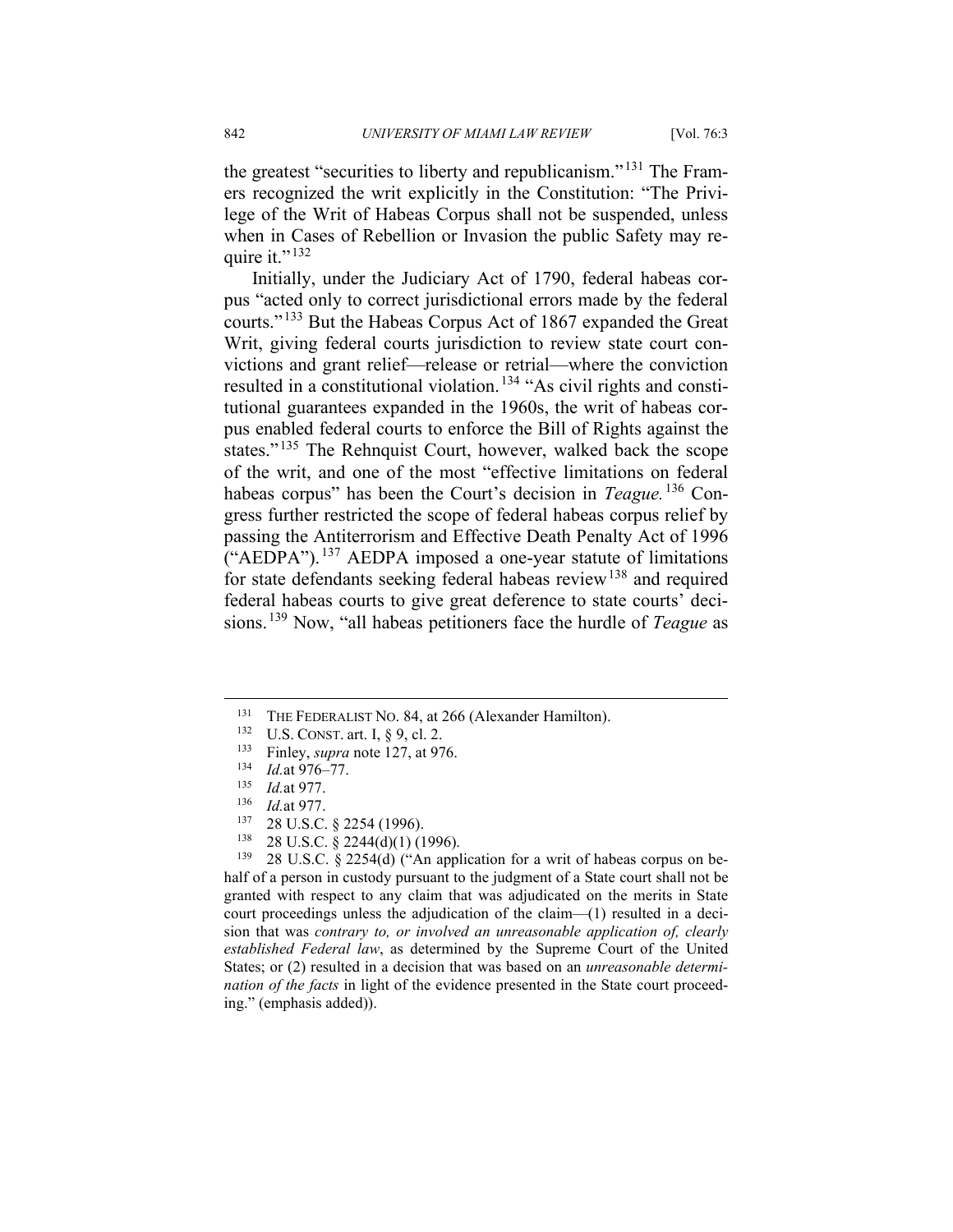the greatest "securities to liberty and republicanism."[131] The Framers recognized the writ explicitly in the Constitution: "The Privilege of the Writ of Habeas Corpus shall not be suspended, unless when in Cases of Rebellion or Invasion the public Safety may require it."[132]

Initially, under the Judiciary Act of 1790, federal habeas corpus "acted only to correct jurisdictional errors made by the federal courts."[133] But the Habeas Corpus Act of 1867 expanded the Great Writ, giving federal courts jurisdiction to review state court convictions and grant relief—release or retrial—where the conviction resulted in a constitutional violation.[134] "As civil rights and constitutional guarantees expanded in the 1960s, the writ of habeas corpus enabled federal courts to enforce the Bill of Rights against the states."[135] The Rehnquist Court, however, walked back the scope of the writ, and one of the most "effective limitations on federal habeas corpus" has been the Court's decision in *Teague.*[136] Congress further restricted the scope of federal habeas corpus relief by passing the Antiterrorism and Effective Death Penalty Act of 1996 ("AEDPA").[137] AEDPA imposed a one-year statute of limitations for state defendants seeking federal habeas review[138] and required federal habeas courts to give great deference to state courts' decisions.[139] Now, "all habeas petitioners face the hurdle of *Teague* as

---

[131] THE FEDERALIST NO. 84, at 266 (Alexander Hamilton).

[132] U.S. CONST. art. I, § 9, cl. 2.

[133] Finley, *supra* note 127, at 976.

[134] *Id.* at 976–77.

[135] *Id.* at 977.

[136] *Id.* at 977.

[137] 28 U.S.C. § 2254 (1996).

[138] 28 U.S.C. § 2244(d)(1) (1996).

[139] 28 U.S.C. § 2254(d) ("An application for a writ of habeas corpus on behalf of a person in custody pursuant to the judgment of a State court shall not be granted with respect to any claim that was adjudicated on the merits in State court proceedings unless the adjudication of the claim—(1) resulted in a decision that was *contrary to, or involved an unreasonable application of, clearly established Federal law*, as determined by the Supreme Court of the United States; or (2) resulted in a decision that was based on an *unreasonable determination of the facts* in light of the evidence presented in the State court proceeding." (emphasis added)).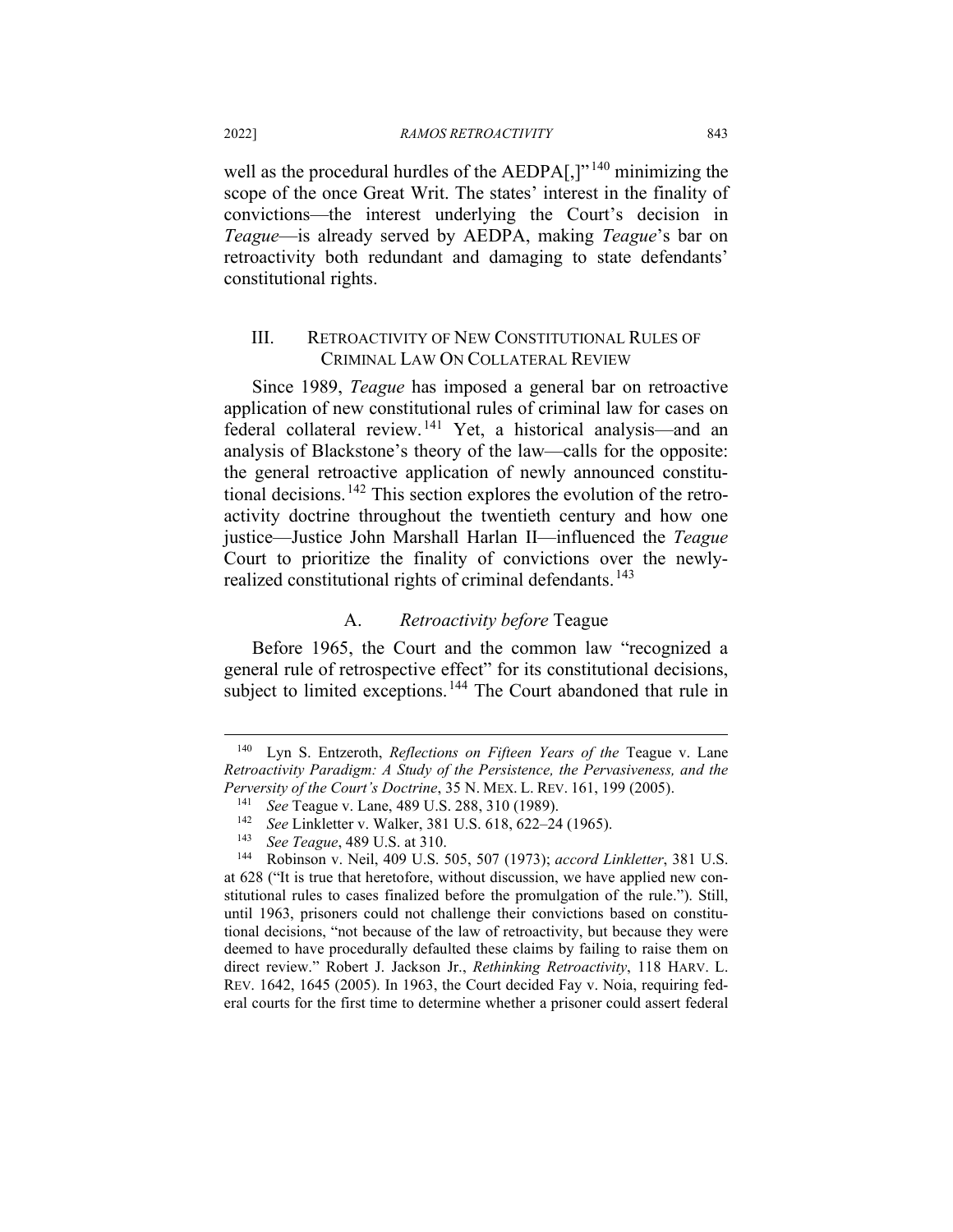well as the procedural hurdles of the AEDPA[,]"[140] minimizing the scope of the once Great Writ. The states' interest in the finality of convictions—the interest underlying the Court's decision in *Teague*—is already served by AEDPA, making *Teague*'s bar on retroactivity both redundant and damaging to state defendants' constitutional rights.

## III. Retroactivity of New Constitutional Rules of Criminal Law On Collateral Review

Since 1989, *Teague* has imposed a general bar on retroactive application of new constitutional rules of criminal law for cases on federal collateral review.[141] Yet, a historical analysis—and an analysis of Blackstone's theory of the law—calls for the opposite: the general retroactive application of newly announced constitutional decisions.[142] This section explores the evolution of the retroactivity doctrine throughout the twentieth century and how one justice—Justice John Marshall Harlan II—influenced the *Teague* Court to prioritize the finality of convictions over the newly-realized constitutional rights of criminal defendants.[143]

### A. *Retroactivity before* Teague

Before 1965, the Court and the common law "recognized a general rule of retrospective effect" for its constitutional decisions, subject to limited exceptions.[144] The Court abandoned that rule in

---

[140] Lyn S. Entzeroth, *Reflections on Fifteen Years of the* Teague v. Lane *Retroactivity Paradigm: A Study of the Persistence, the Pervasiveness, and the Perversity of the Court's Doctrine*, 35 N. MEX. L. REV. 161, 199 (2005).

[141] *See* Teague v. Lane, 489 U.S. 288, 310 (1989).

[142] *See* Linkletter v. Walker, 381 U.S. 618, 622–24 (1965).

[143] *See Teague*, 489 U.S. at 310.

[144] Robinson v. Neil, 409 U.S. 505, 507 (1973); *accord Linkletter*, 381 U.S. at 628 ("It is true that heretofore, without discussion, we have applied new constitutional rules to cases finalized before the promulgation of the rule."). Still, until 1963, prisoners could not challenge their convictions based on constitutional decisions, "not because of the law of retroactivity, but because they were deemed to have procedurally defaulted these claims by failing to raise them on direct review." Robert J. Jackson Jr., *Rethinking Retroactivity*, 118 HARV. L. REV. 1642, 1645 (2005). In 1963, the Court decided Fay v. Noia, requiring federal courts for the first time to determine whether a prisoner could assert federal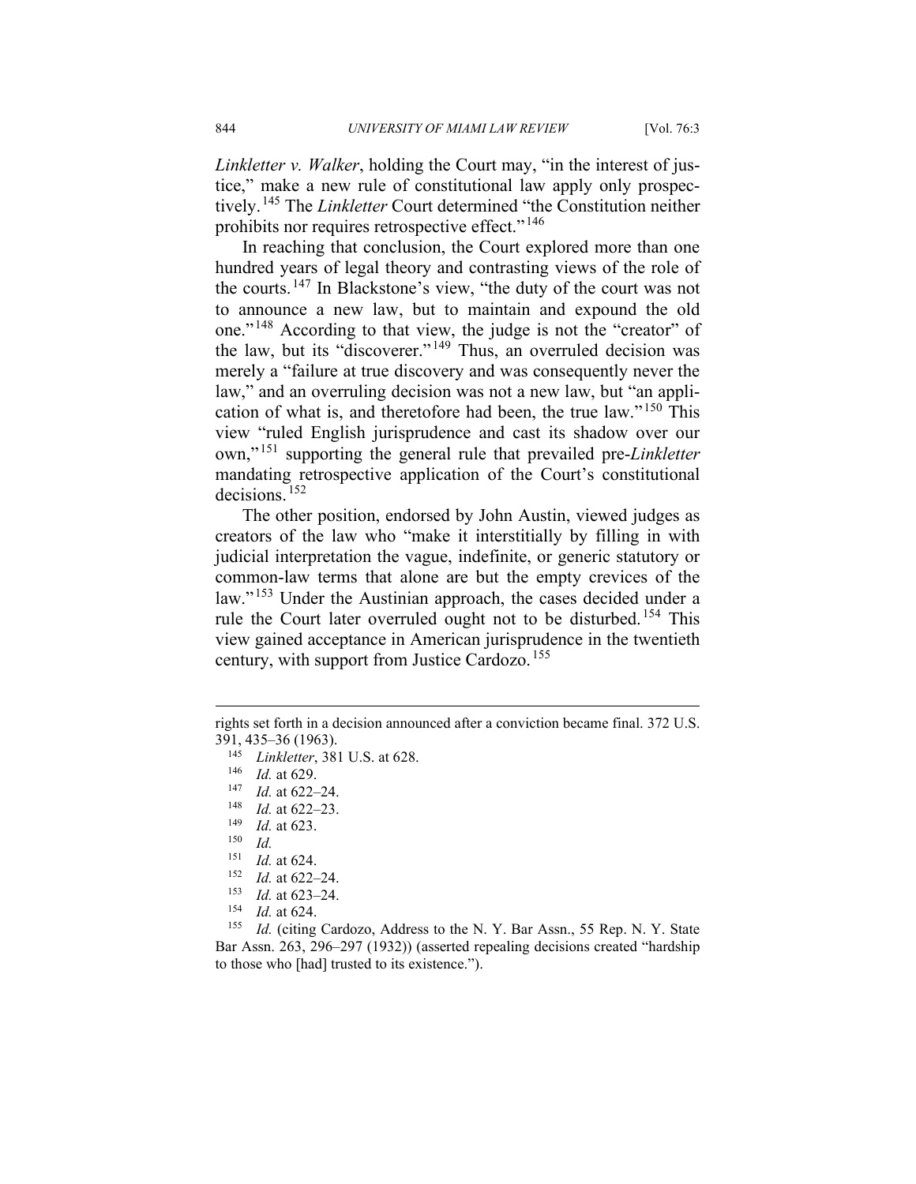*Linkletter v. Walker*, holding the Court may, "in the interest of justice," make a new rule of constitutional law apply only prospectively.[145] The *Linkletter* Court determined "the Constitution neither prohibits nor requires retrospective effect."[146]

In reaching that conclusion, the Court explored more than one hundred years of legal theory and contrasting views of the role of the courts.[147] In Blackstone's view, "the duty of the court was not to announce a new law, but to maintain and expound the old one."[148] According to that view, the judge is not the "creator" of the law, but its "discoverer."[149] Thus, an overruled decision was merely a "failure at true discovery and was consequently never the law," and an overruling decision was not a new law, but "an application of what is, and theretofore had been, the true law."[150] This view "ruled English jurisprudence and cast its shadow over our own,"[151] supporting the general rule that prevailed pre-*Linkletter* mandating retrospective application of the Court's constitutional decisions.[152]

The other position, endorsed by John Austin, viewed judges as creators of the law who "make it interstitially by filling in with judicial interpretation the vague, indefinite, or generic statutory or common-law terms that alone are but the empty crevices of the law."[153] Under the Austinian approach, the cases decided under a rule the Court later overruled ought not to be disturbed.[154] This view gained acceptance in American jurisprudence in the twentieth century, with support from Justice Cardozo.[155]

---

rights set forth in a decision announced after a conviction became final. 372 U.S. 391, 435–36 (1963).

[145] *Linkletter*, 381 U.S. at 628.

[146] *Id.* at 629.

[147] *Id.* at 622–24.

[148] *Id.* at 622–23.

[149] *Id.* at 623.

[150] *Id.*

[151] *Id.* at 624.

[152] *Id.* at 622–24.

[153] *Id.* at 623–24.

[154] *Id.* at 624.

[155] *Id.* (citing Cardozo, Address to the N. Y. Bar Assn., 55 Rep. N. Y. State Bar Assn. 263, 296–297 (1932)) (asserted repealing decisions created "hardship to those who [had] trusted to its existence.").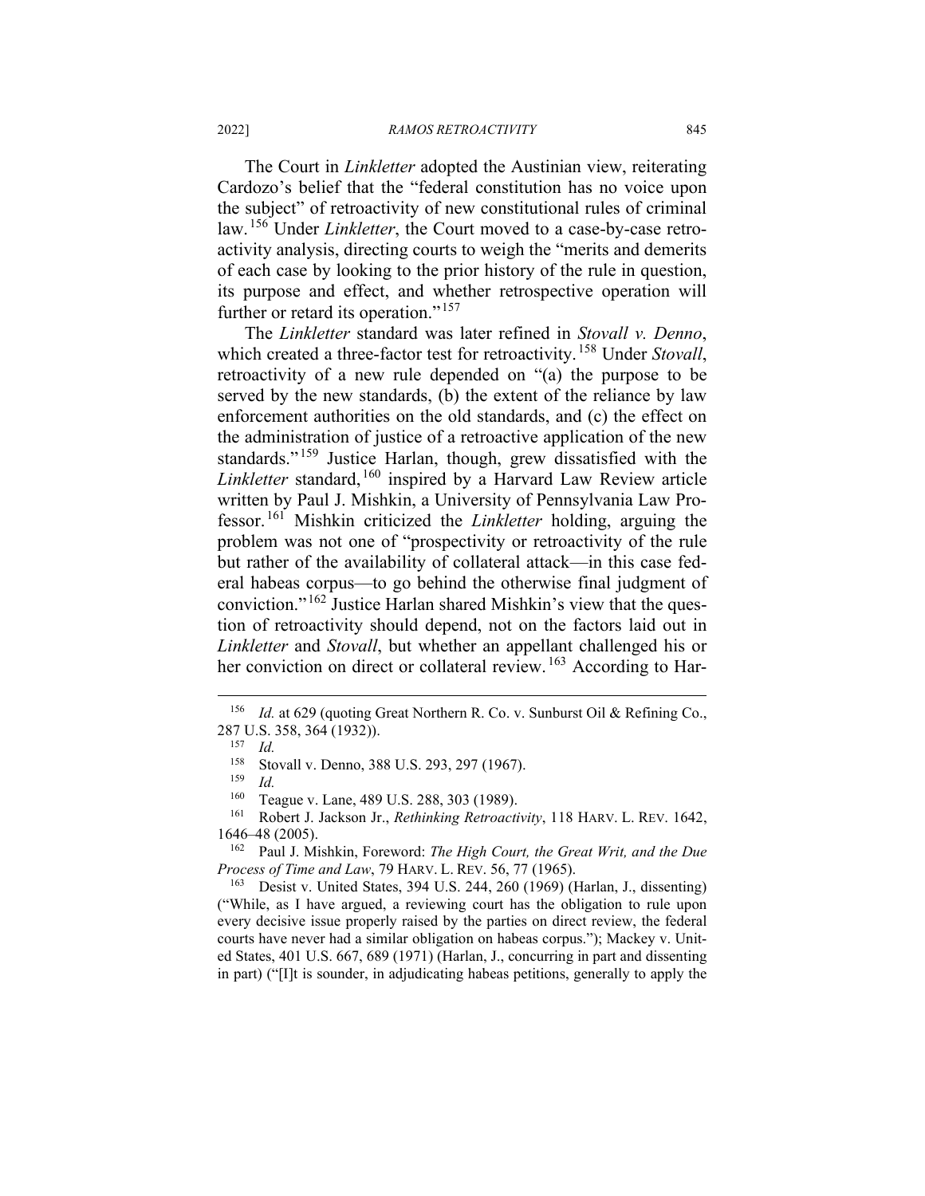The Court in *Linkletter* adopted the Austinian view, reiterating Cardozo's belief that the "federal constitution has no voice upon the subject" of retroactivity of new constitutional rules of criminal law.[156] Under *Linkletter*, the Court moved to a case-by-case retroactivity analysis, directing courts to weigh the "merits and demerits of each case by looking to the prior history of the rule in question, its purpose and effect, and whether retrospective operation will further or retard its operation."[157]

The *Linkletter* standard was later refined in *Stovall v. Denno*, which created a three-factor test for retroactivity.[158] Under *Stovall*, retroactivity of a new rule depended on "(a) the purpose to be served by the new standards, (b) the extent of the reliance by law enforcement authorities on the old standards, and (c) the effect on the administration of justice of a retroactive application of the new standards."[159] Justice Harlan, though, grew dissatisfied with the *Linkletter* standard,[160] inspired by a Harvard Law Review article written by Paul J. Mishkin, a University of Pennsylvania Law Professor.[161] Mishkin criticized the *Linkletter* holding, arguing the problem was not one of "prospectivity or retroactivity of the rule but rather of the availability of collateral attack—in this case federal habeas corpus—to go behind the otherwise final judgment of conviction."[162] Justice Harlan shared Mishkin's view that the question of retroactivity should depend, not on the factors laid out in *Linkletter* and *Stovall*, but whether an appellant challenged his or her conviction on direct or collateral review.[163] According to Har-

---

[156] *Id.* at 629 (quoting Great Northern R. Co. v. Sunburst Oil & Refining Co., 287 U.S. 358, 364 (1932)).

[157] *Id.*

[158] Stovall v. Denno, 388 U.S. 293, 297 (1967).

[159] *Id.*

[160] Teague v. Lane, 489 U.S. 288, 303 (1989).

[161] Robert J. Jackson Jr., *Rethinking Retroactivity*, 118 HARV. L. REV. 1642, 1646–48 (2005).

[162] Paul J. Mishkin, Foreword: *The High Court, the Great Writ, and the Due Process of Time and Law*, 79 HARV. L. REV. 56, 77 (1965).

[163] Desist v. United States, 394 U.S. 244, 260 (1969) (Harlan, J., dissenting) ("While, as I have argued, a reviewing court has the obligation to rule upon every decisive issue properly raised by the parties on direct review, the federal courts have never had a similar obligation on habeas corpus."); Mackey v. United States, 401 U.S. 667, 689 (1971) (Harlan, J., concurring in part and dissenting in part) ("[I]t is sounder, in adjudicating habeas petitions, generally to apply the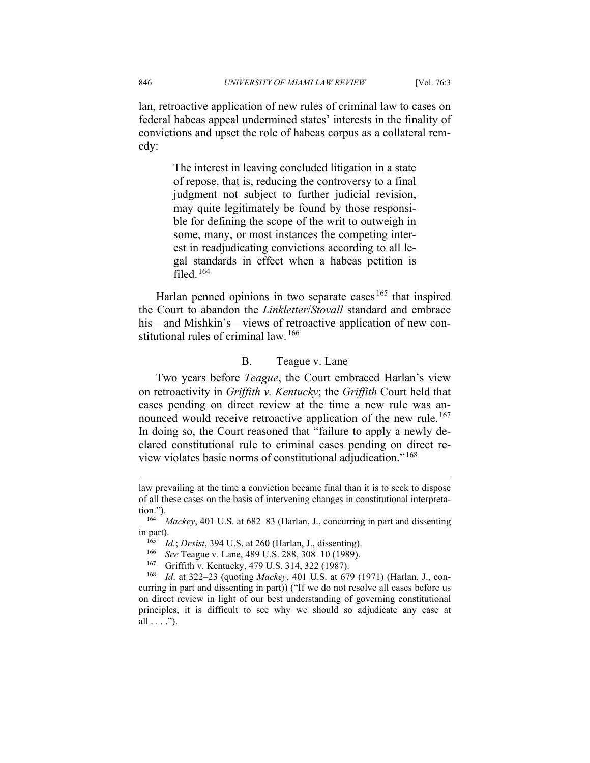lan, retroactive application of new rules of criminal law to cases on federal habeas appeal undermined states' interests in the finality of convictions and upset the role of habeas corpus as a collateral remedy:

> The interest in leaving concluded litigation in a state of repose, that is, reducing the controversy to a final judgment not subject to further judicial revision, may quite legitimately be found by those responsible for defining the scope of the writ to outweigh in some, many, or most instances the competing interest in readjudicating convictions according to all legal standards in effect when a habeas petition is filed.[164]

Harlan penned opinions in two separate cases[165] that inspired the Court to abandon the *Linkletter*/*Stovall* standard and embrace his—and Mishkin's—views of retroactive application of new constitutional rules of criminal law.[166]

### B. Teague v. Lane

Two years before *Teague*, the Court embraced Harlan's view on retroactivity in *Griffith v. Kentucky*; the *Griffith* Court held that cases pending on direct review at the time a new rule was announced would receive retroactive application of the new rule.[167] In doing so, the Court reasoned that "failure to apply a newly declared constitutional rule to criminal cases pending on direct review violates basic norms of constitutional adjudication."[168]

---

law prevailing at the time a conviction became final than it is to seek to dispose of all these cases on the basis of intervening changes in constitutional interpretation.").

[164] *Mackey*, 401 U.S. at 682–83 (Harlan, J., concurring in part and dissenting in part).

[165] *Id.*; *Desist*, 394 U.S. at 260 (Harlan, J., dissenting).

[166] *See* Teague v. Lane, 489 U.S. 288, 308–10 (1989).

[167] Griffith v. Kentucky, 479 U.S. 314, 322 (1987).

[168] *Id*. at 322–23 (quoting *Mackey*, 401 U.S. at 679 (1971) (Harlan, J., concurring in part and dissenting in part)) ("If we do not resolve all cases before us on direct review in light of our best understanding of governing constitutional principles, it is difficult to see why we should so adjudicate any case at all . . . .").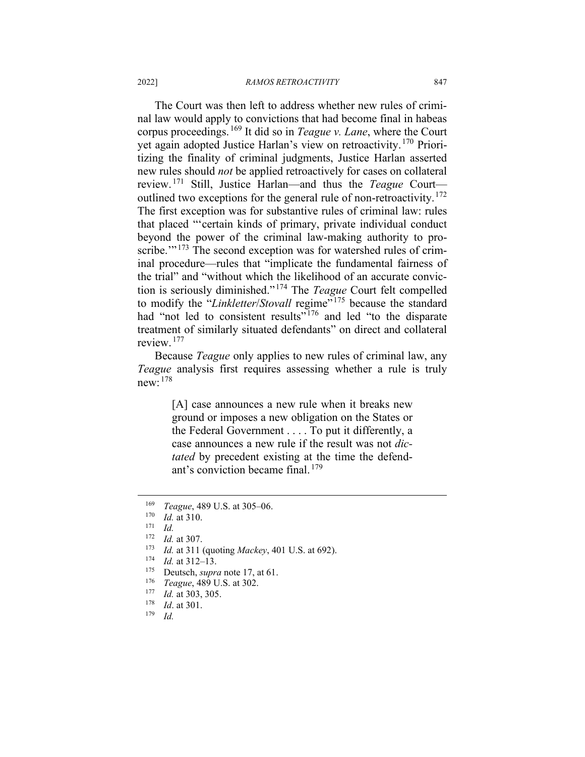The Court was then left to address whether new rules of criminal law would apply to convictions that had become final in habeas corpus proceedings.[169] It did so in *Teague v. Lane*, where the Court yet again adopted Justice Harlan's view on retroactivity.[170] Prioritizing the finality of criminal judgments, Justice Harlan asserted new rules should *not* be applied retroactively for cases on collateral review.[171] Still, Justice Harlan—and thus the *Teague* Court—outlined two exceptions for the general rule of non-retroactivity.[172] The first exception was for substantive rules of criminal law: rules that placed "'certain kinds of primary, private individual conduct beyond the power of the criminal law-making authority to proscribe.'"[173] The second exception was for watershed rules of criminal procedure—rules that "implicate the fundamental fairness of the trial" and "without which the likelihood of an accurate conviction is seriously diminished."[174] The *Teague* Court felt compelled to modify the "*Linkletter*/*Stovall* regime"[175] because the standard had "not led to consistent results"[176] and led "to the disparate treatment of similarly situated defendants" on direct and collateral review.[177]

Because *Teague* only applies to new rules of criminal law, any *Teague* analysis first requires assessing whether a rule is truly new:[178]

> [A] case announces a new rule when it breaks new ground or imposes a new obligation on the States or the Federal Government . . . . To put it differently, a case announces a new rule if the result was not *dictated* by precedent existing at the time the defendant's conviction became final.[179]

---

[169] *Teague*, 489 U.S. at 305–06.

[170] *Id.* at 310.

[171] *Id.*

[172] *Id.* at 307.

[173] *Id.* at 311 (quoting *Mackey*, 401 U.S. at 692).

[174] *Id.* at 312–13.

[175] Deutsch, *supra* note 17, at 61.

[176] *Teague*, 489 U.S. at 302.

[177] *Id.* at 303, 305.

[178] *Id*. at 301.

[179] *Id.*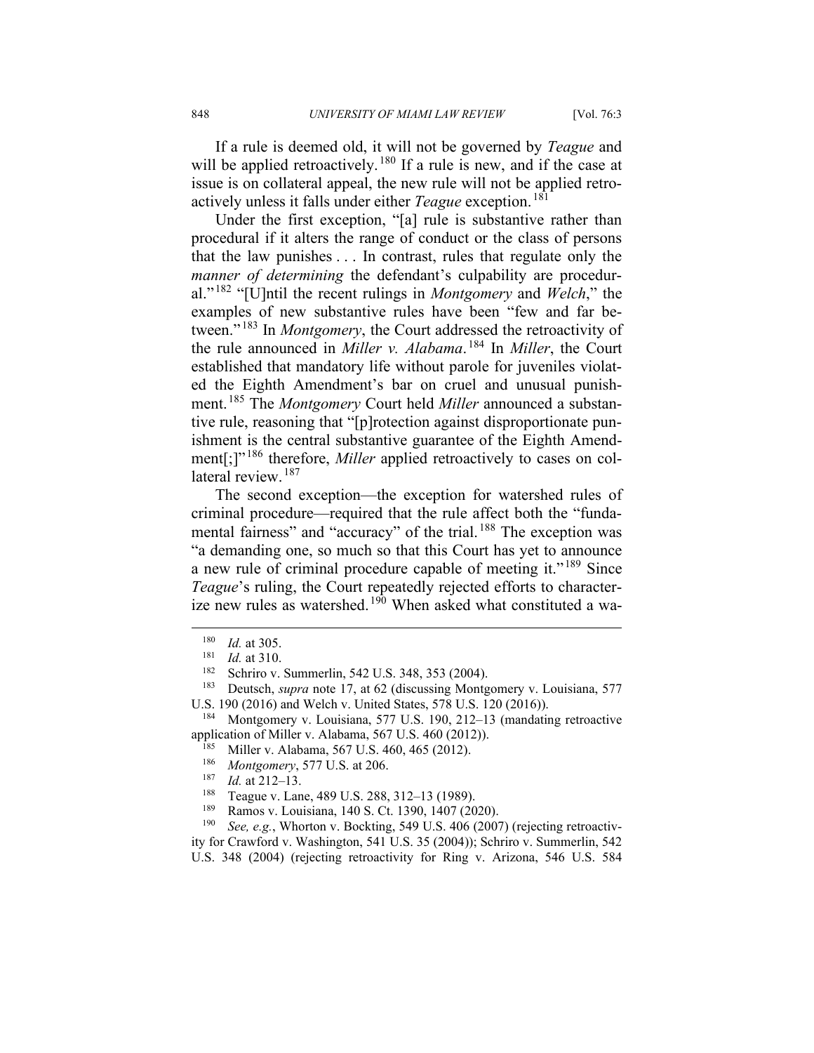If a rule is deemed old, it will not be governed by *Teague* and will be applied retroactively.[180] If a rule is new, and if the case at issue is on collateral appeal, the new rule will not be applied retroactively unless it falls under either *Teague* exception.[181]

Under the first exception, "[a] rule is substantive rather than procedural if it alters the range of conduct or the class of persons that the law punishes . . . In contrast, rules that regulate only the *manner of determining* the defendant's culpability are procedural."[182] "[U]ntil the recent rulings in *Montgomery* and *Welch*," the examples of new substantive rules have been "few and far between."[183] In *Montgomery*, the Court addressed the retroactivity of the rule announced in *Miller v. Alabama*.[184] In *Miller*, the Court established that mandatory life without parole for juveniles violated the Eighth Amendment's bar on cruel and unusual punishment.[185] The *Montgomery* Court held *Miller* announced a substantive rule, reasoning that "[p]rotection against disproportionate punishment is the central substantive guarantee of the Eighth Amendment[;]"[186] therefore, *Miller* applied retroactively to cases on collateral review.[187]

The second exception—the exception for watershed rules of criminal procedure—required that the rule affect both the "fundamental fairness" and "accuracy" of the trial.[188] The exception was "a demanding one, so much so that this Court has yet to announce a new rule of criminal procedure capable of meeting it."[189] Since *Teague*'s ruling, the Court repeatedly rejected efforts to characterize new rules as watershed.[190] When asked what constituted a wa-

---

[180] *Id.* at 305.

[181] *Id.* at 310.

[182] Schriro v. Summerlin, 542 U.S. 348, 353 (2004).

[183] Deutsch, *supra* note 17, at 62 (discussing Montgomery v. Louisiana, 577 U.S. 190 (2016) and Welch v. United States, 578 U.S. 120 (2016)).

[184] Montgomery v. Louisiana, 577 U.S. 190, 212–13 (mandating retroactive application of Miller v. Alabama, 567 U.S. 460 (2012)).

[185] Miller v. Alabama, 567 U.S. 460, 465 (2012).

[186] *Montgomery*, 577 U.S. at 206.

[187] *Id.* at 212–13.

[188] Teague v. Lane, 489 U.S. 288, 312–13 (1989).

[189] Ramos v. Louisiana, 140 S. Ct. 1390, 1407 (2020).

[190] *See, e.g.*, Whorton v. Bockting, 549 U.S. 406 (2007) (rejecting retroactivity for Crawford v. Washington, 541 U.S. 35 (2004)); Schriro v. Summerlin, 542 U.S. 348 (2004) (rejecting retroactivity for Ring v. Arizona, 546 U.S. 584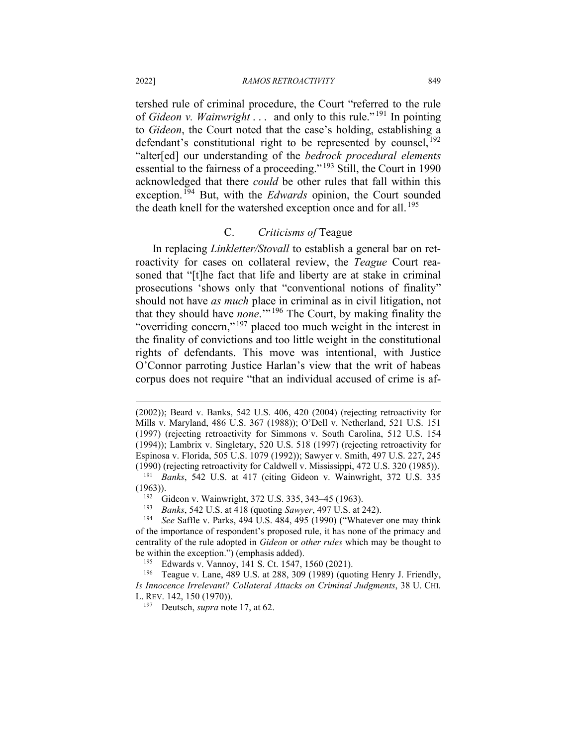tershed rule of criminal procedure, the Court "referred to the rule of *Gideon v. Wainwright* . . . and only to this rule."[191] In pointing to *Gideon*, the Court noted that the case's holding, establishing a defendant's constitutional right to be represented by counsel,[192] "alter[ed] our understanding of the *bedrock procedural elements* essential to the fairness of a proceeding."[193] Still, the Court in 1990 acknowledged that there *could* be other rules that fall within this exception.[194] But, with the *Edwards* opinion, the Court sounded the death knell for the watershed exception once and for all.[195]

### C. *Criticisms of* Teague

In replacing *Linkletter/Stovall* to establish a general bar on retroactivity for cases on collateral review, the *Teague* Court reasoned that "[t]he fact that life and liberty are at stake in criminal prosecutions 'shows only that "conventional notions of finality" should not have *as much* place in criminal as in civil litigation, not that they should have *none*.'"[196] The Court, by making finality the "overriding concern,"[197] placed too much weight in the interest in the finality of convictions and too little weight in the constitutional rights of defendants. This move was intentional, with Justice O'Connor parroting Justice Harlan's view that the writ of habeas corpus does not require "that an individual accused of crime is af-

---

(2002)); Beard v. Banks, 542 U.S. 406, 420 (2004) (rejecting retroactivity for Mills v. Maryland, 486 U.S. 367 (1988)); O'Dell v. Netherland, 521 U.S. 151 (1997) (rejecting retroactivity for Simmons v. South Carolina, 512 U.S. 154 (1994)); Lambrix v. Singletary, 520 U.S. 518 (1997) (rejecting retroactivity for Espinosa v. Florida, 505 U.S. 1079 (1992)); Sawyer v. Smith, 497 U.S. 227, 245 (1990) (rejecting retroactivity for Caldwell v. Mississippi, 472 U.S. 320 (1985)).

[191] *Banks*, 542 U.S. at 417 (citing Gideon v. Wainwright, 372 U.S. 335 (1963)).

[192] Gideon v. Wainwright, 372 U.S. 335, 343–45 (1963).

[193] *Banks*, 542 U.S. at 418 (quoting *Sawyer*, 497 U.S. at 242).

[194] *See* Saffle v. Parks, 494 U.S. 484, 495 (1990) ("Whatever one may think of the importance of respondent's proposed rule, it has none of the primacy and centrality of the rule adopted in *Gideon* or *other rules* which may be thought to be within the exception.") (emphasis added).

[195] Edwards v. Vannoy, 141 S. Ct. 1547, 1560 (2021).

[196] Teague v. Lane, 489 U.S. at 288, 309 (1989) (quoting Henry J. Friendly, *Is Innocence Irrelevant? Collateral Attacks on Criminal Judgments*, 38 U. CHI. L. REV. 142, 150 (1970)).

[197] Deutsch, *supra* note 17, at 62.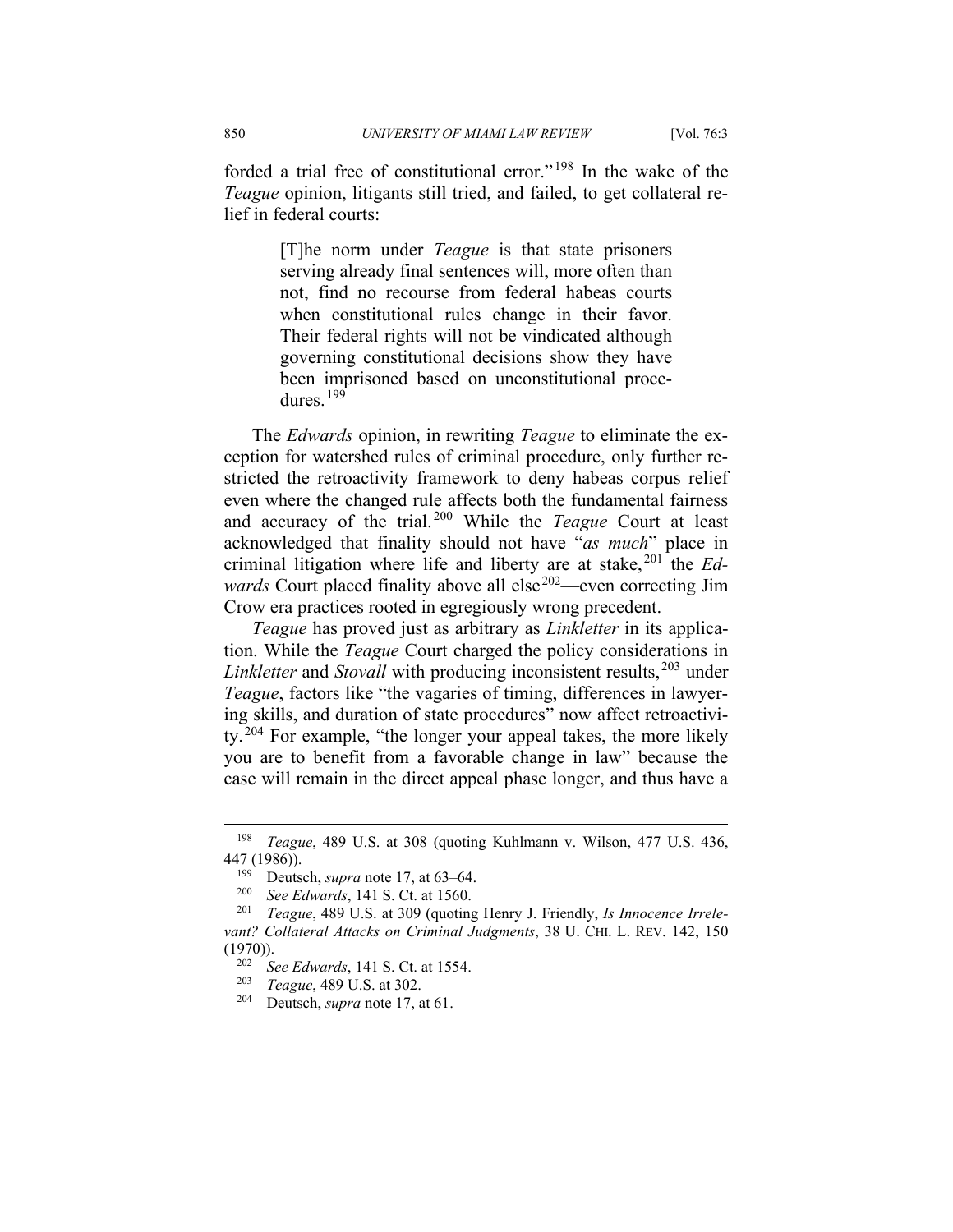forded a trial free of constitutional error."[198] In the wake of the *Teague* opinion, litigants still tried, and failed, to get collateral relief in federal courts:

> [T]he norm under *Teague* is that state prisoners serving already final sentences will, more often than not, find no recourse from federal habeas courts when constitutional rules change in their favor. Their federal rights will not be vindicated although governing constitutional decisions show they have been imprisoned based on unconstitutional procedures.[199]

The *Edwards* opinion, in rewriting *Teague* to eliminate the exception for watershed rules of criminal procedure, only further restricted the retroactivity framework to deny habeas corpus relief even where the changed rule affects both the fundamental fairness and accuracy of the trial.[200] While the *Teague* Court at least acknowledged that finality should not have "*as much*" place in criminal litigation where life and liberty are at stake,[201] the *Edwards* Court placed finality above all else[202]—even correcting Jim Crow era practices rooted in egregiously wrong precedent.

*Teague* has proved just as arbitrary as *Linkletter* in its application. While the *Teague* Court charged the policy considerations in *Linkletter* and *Stovall* with producing inconsistent results,[203] under *Teague*, factors like "the vagaries of timing, differences in lawyering skills, and duration of state procedures" now affect retroactivity.[204] For example, "the longer your appeal takes, the more likely you are to benefit from a favorable change in law" because the case will remain in the direct appeal phase longer, and thus have a

---

[198] *Teague*, 489 U.S. at 308 (quoting Kuhlmann v. Wilson, 477 U.S. 436, 447 (1986)).

[199] Deutsch, *supra* note 17, at 63–64.

[200] *See Edwards*, 141 S. Ct. at 1560.

[201] *Teague*, 489 U.S. at 309 (quoting Henry J. Friendly, *Is Innocence Irrelevant? Collateral Attacks on Criminal Judgments*, 38 U. CHI. L. REV. 142, 150 (1970)).

[202] *See Edwards*, 141 S. Ct. at 1554.

[203] *Teague*, 489 U.S. at 302.

[204] Deutsch, *supra* note 17, at 61.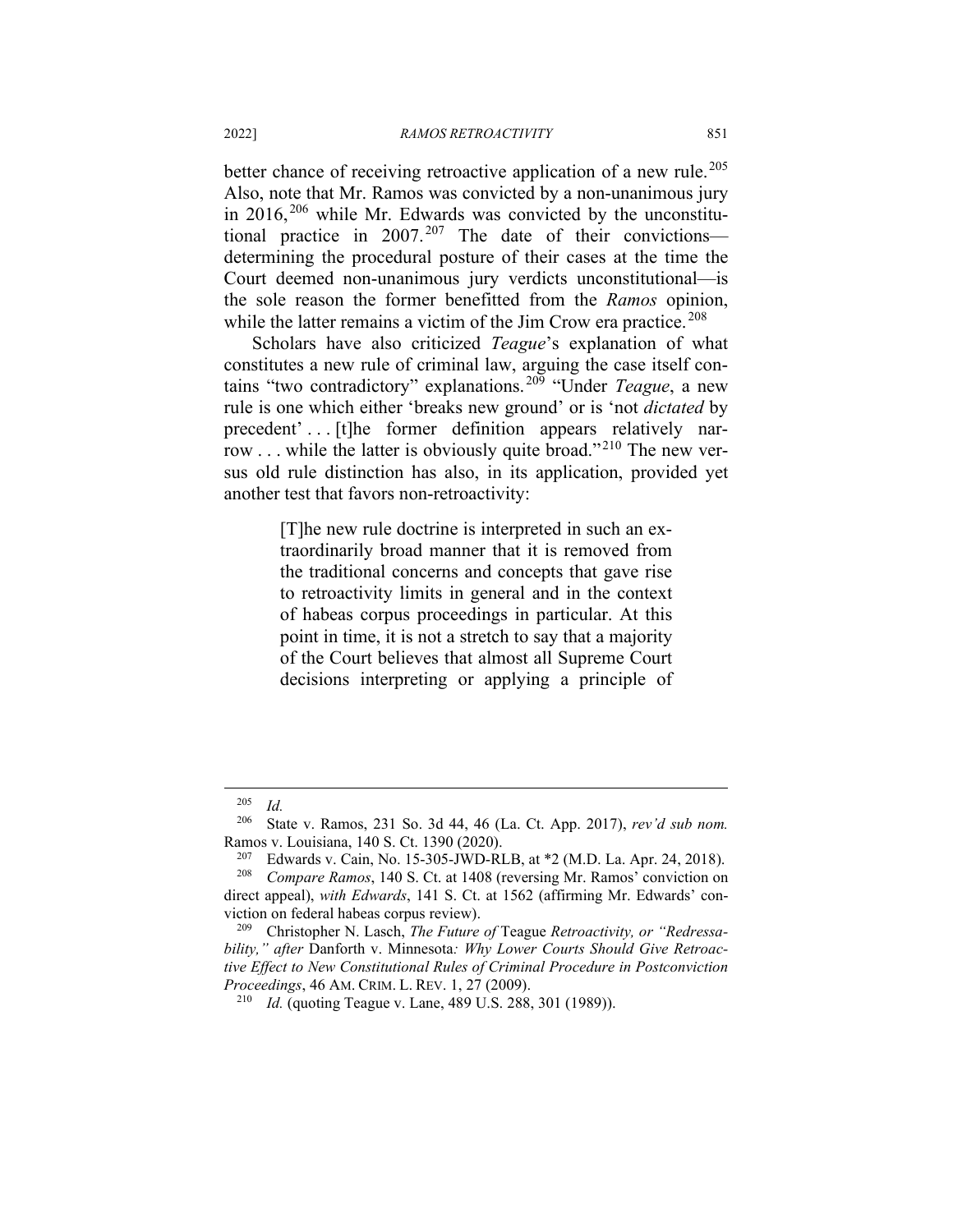better chance of receiving retroactive application of a new rule.[205] Also, note that Mr. Ramos was convicted by a non-unanimous jury in 2016,[206] while Mr. Edwards was convicted by the unconstitutional practice in 2007.[207] The date of their convictions—determining the procedural posture of their cases at the time the Court deemed non-unanimous jury verdicts unconstitutional—is the sole reason the former benefitted from the *Ramos* opinion, while the latter remains a victim of the Jim Crow era practice.[208]

Scholars have also criticized *Teague*'s explanation of what constitutes a new rule of criminal law, arguing the case itself contains "two contradictory" explanations.[209] "Under *Teague*, a new rule is one which either 'breaks new ground' or is 'not *dictated* by precedent' . . . [t]he former definition appears relatively narrow . . . while the latter is obviously quite broad."[210] The new versus old rule distinction has also, in its application, provided yet another test that favors non-retroactivity:

> [T]he new rule doctrine is interpreted in such an extraordinarily broad manner that it is removed from the traditional concerns and concepts that gave rise to retroactivity limits in general and in the context of habeas corpus proceedings in particular. At this point in time, it is not a stretch to say that a majority of the Court believes that almost all Supreme Court decisions interpreting or applying a principle of

---

[205] *Id.*

[206] State v. Ramos, 231 So. 3d 44, 46 (La. Ct. App. 2017), *rev'd sub nom.* Ramos v. Louisiana, 140 S. Ct. 1390 (2020).

[207] Edwards v. Cain, No. 15-305-JWD-RLB, at *2 (M.D. La. Apr. 24, 2018).

[208] *Compare Ramos*, 140 S. Ct. at 1408 (reversing Mr. Ramos' conviction on direct appeal), *with Edwards*, 141 S. Ct. at 1562 (affirming Mr. Edwards' conviction on federal habeas corpus review).

[209] Christopher N. Lasch, *The Future of* Teague *Retroactivity, or "Redressability," after* Danforth v. Minnesota*: Why Lower Courts Should Give Retroactive Effect to New Constitutional Rules of Criminal Procedure in Postconviction Proceedings*, 46 AM. CRIM. L. REV. 1, 27 (2009).

[210] *Id.* (quoting Teague v. Lane, 489 U.S. 288, 301 (1989)).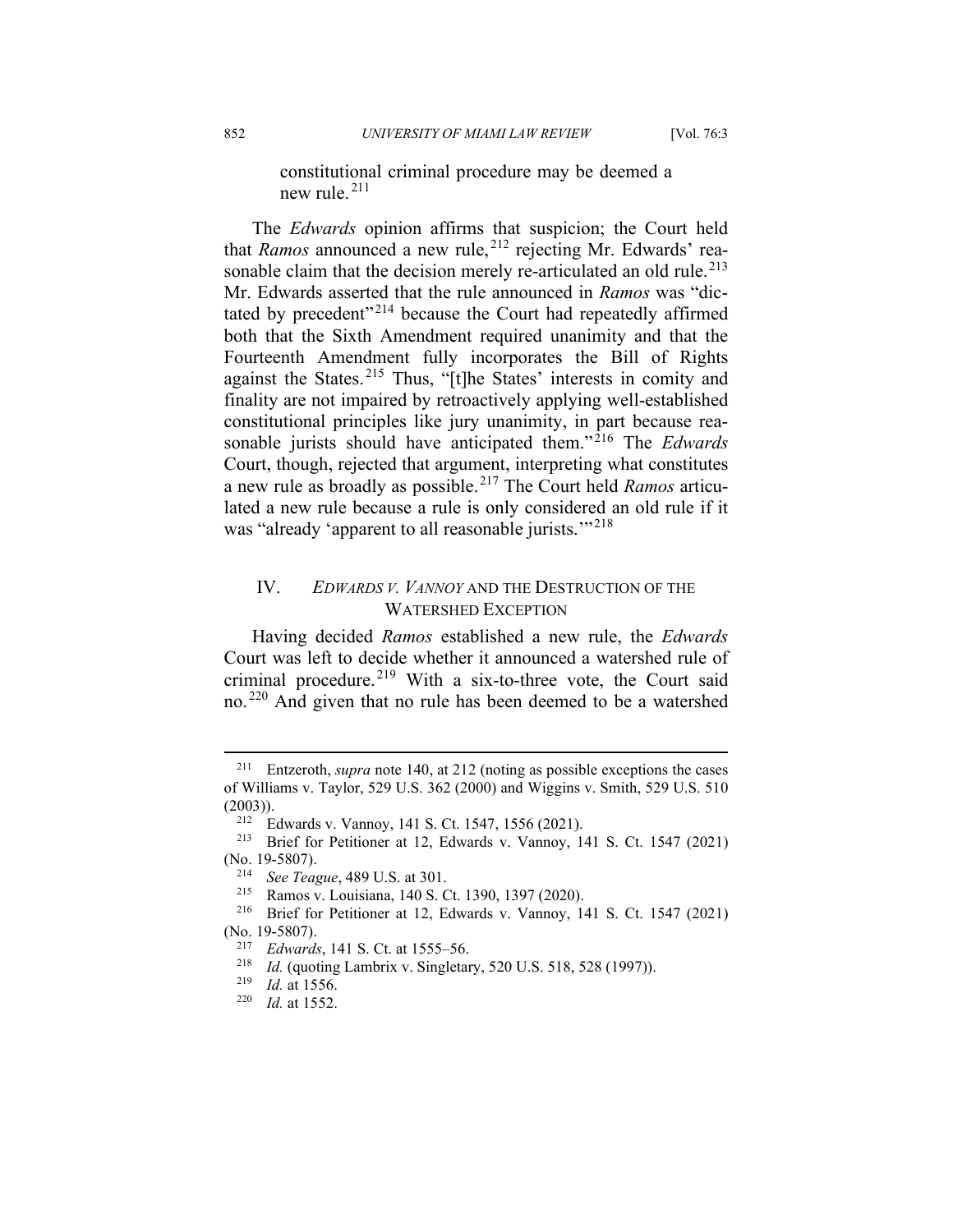constitutional criminal procedure may be deemed a new rule.[211]

The *Edwards* opinion affirms that suspicion; the Court held that *Ramos* announced a new rule,[212] rejecting Mr. Edwards' reasonable claim that the decision merely re-articulated an old rule.[213] Mr. Edwards asserted that the rule announced in *Ramos* was "dictated by precedent"[214] because the Court had repeatedly affirmed both that the Sixth Amendment required unanimity and that the Fourteenth Amendment fully incorporates the Bill of Rights against the States.[215] Thus, "[t]he States' interests in comity and finality are not impaired by retroactively applying well-established constitutional principles like jury unanimity, in part because reasonable jurists should have anticipated them."[216] The *Edwards* Court, though, rejected that argument, interpreting what constitutes a new rule as broadly as possible.[217] The Court held *Ramos* articulated a new rule because a rule is only considered an old rule if it was "already 'apparent to all reasonable jurists.'"[218]

## IV. *EDWARDS V. VANNOY* AND THE DESTRUCTION OF THE WATERSHED EXCEPTION

Having decided *Ramos* established a new rule, the *Edwards* Court was left to decide whether it announced a watershed rule of criminal procedure.[219] With a six-to-three vote, the Court said no.[220] And given that no rule has been deemed to be a watershed

---

[211] Entzeroth, *supra* note 140, at 212 (noting as possible exceptions the cases of Williams v. Taylor, 529 U.S. 362 (2000) and Wiggins v. Smith, 529 U.S. 510 (2003)).

[212] Edwards v. Vannoy, 141 S. Ct. 1547, 1556 (2021).

[213] Brief for Petitioner at 12, Edwards v. Vannoy, 141 S. Ct. 1547 (2021) (No. 19-5807).

[214] *See Teague*, 489 U.S. at 301.

[215] Ramos v. Louisiana, 140 S. Ct. 1390, 1397 (2020).

[216] Brief for Petitioner at 12, Edwards v. Vannoy, 141 S. Ct. 1547 (2021) (No. 19-5807).

[217] *Edwards*, 141 S. Ct. at 1555–56.

[218] *Id.* (quoting Lambrix v. Singletary, 520 U.S. 518, 528 (1997)).

[219] *Id.* at 1556.

[220] *Id.* at 1552.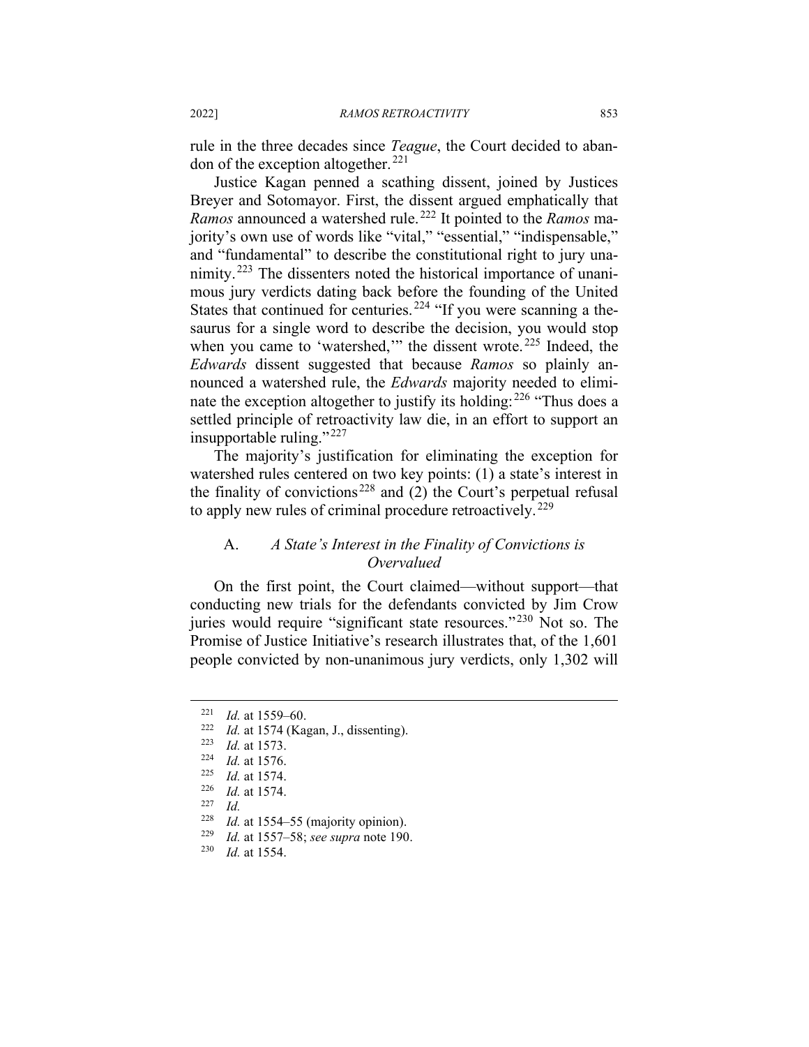rule in the three decades since *Teague*, the Court decided to abandon of the exception altogether.[221]

Justice Kagan penned a scathing dissent, joined by Justices Breyer and Sotomayor. First, the dissent argued emphatically that *Ramos* announced a watershed rule.[222] It pointed to the *Ramos* majority's own use of words like "vital," "essential," "indispensable," and "fundamental" to describe the constitutional right to jury unanimity.[223] The dissenters noted the historical importance of unanimous jury verdicts dating back before the founding of the United States that continued for centuries.[224] "If you were scanning a thesaurus for a single word to describe the decision, you would stop when you came to 'watershed,'" the dissent wrote.[225] Indeed, the *Edwards* dissent suggested that because *Ramos* so plainly announced a watershed rule, the *Edwards* majority needed to eliminate the exception altogether to justify its holding:[226] "Thus does a settled principle of retroactivity law die, in an effort to support an insupportable ruling."[227]

The majority's justification for eliminating the exception for watershed rules centered on two key points: (1) a state's interest in the finality of convictions[228] and (2) the Court's perpetual refusal to apply new rules of criminal procedure retroactively.[229]

### A. *A State's Interest in the Finality of Convictions is Overvalued*

On the first point, the Court claimed—without support—that conducting new trials for the defendants convicted by Jim Crow juries would require "significant state resources."[230] Not so. The Promise of Justice Initiative's research illustrates that, of the 1,601 people convicted by non-unanimous jury verdicts, only 1,302 will

---

[221] *Id.* at 1559–60.

[222] *Id.* at 1574 (Kagan, J., dissenting).

[223] *Id.* at 1573.

[224] *Id.* at 1576.

[225] *Id.* at 1574.

[226] *Id.* at 1574.

[227] *Id.*

[228] *Id.* at 1554–55 (majority opinion).

[229] *Id.* at 1557–58; *see supra* note 190.

[230] *Id.* at 1554.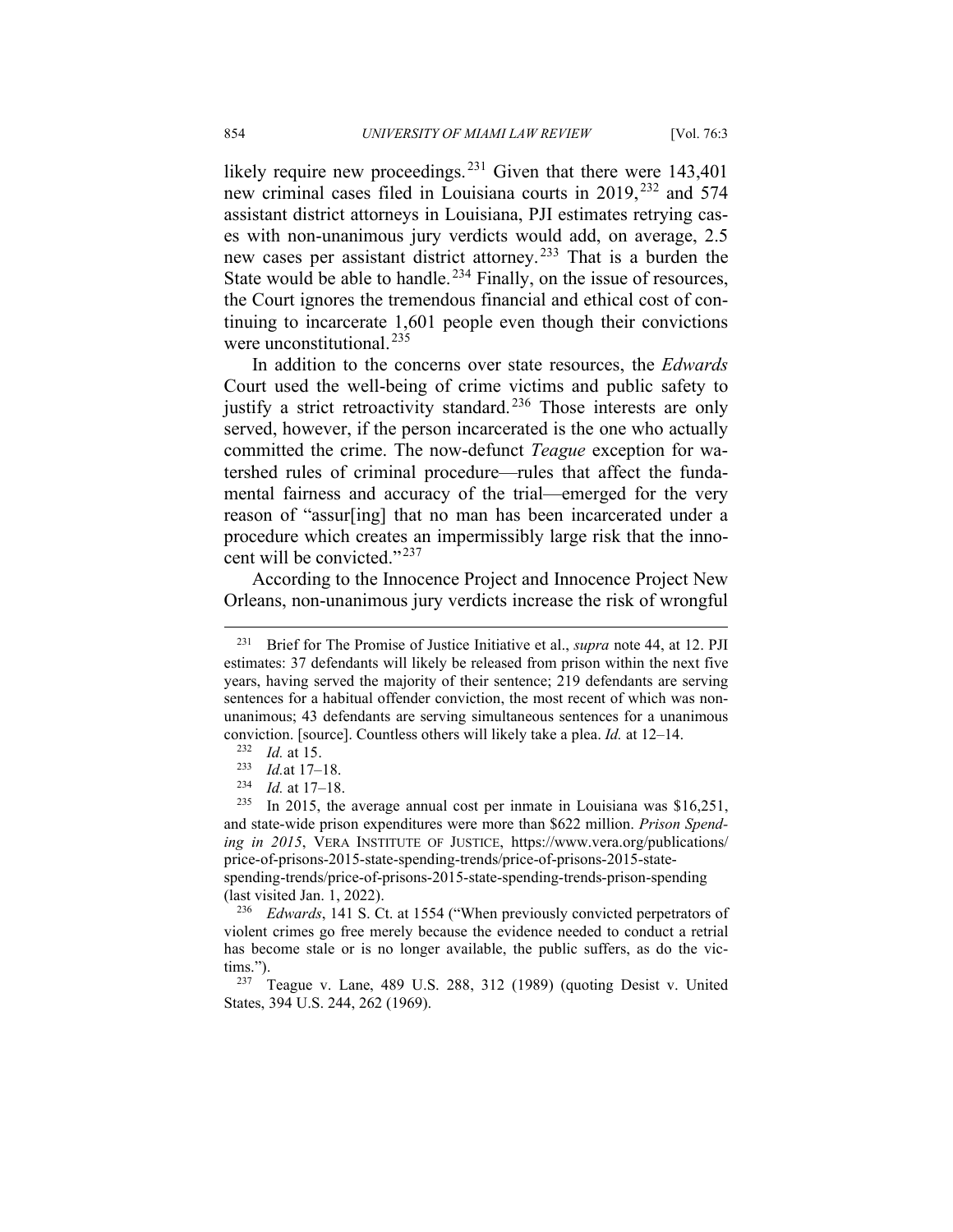likely require new proceedings.[231] Given that there were 143,401 new criminal cases filed in Louisiana courts in 2019,[232] and 574 assistant district attorneys in Louisiana, PJI estimates retrying cases with non-unanimous jury verdicts would add, on average, 2.5 new cases per assistant district attorney.[233] That is a burden the State would be able to handle.[234] Finally, on the issue of resources, the Court ignores the tremendous financial and ethical cost of continuing to incarcerate 1,601 people even though their convictions were unconstitutional.[235]

In addition to the concerns over state resources, the *Edwards* Court used the well-being of crime victims and public safety to justify a strict retroactivity standard.[236] Those interests are only served, however, if the person incarcerated is the one who actually committed the crime. The now-defunct *Teague* exception for watershed rules of criminal procedure—rules that affect the fundamental fairness and accuracy of the trial—emerged for the very reason of "assur[ing] that no man has been incarcerated under a procedure which creates an impermissibly large risk that the innocent will be convicted."[237]

According to the Innocence Project and Innocence Project New Orleans, non-unanimous jury verdicts increase the risk of wrongful

---

[231] Brief for The Promise of Justice Initiative et al., *supra* note 44, at 12. PJI estimates: 37 defendants will likely be released from prison within the next five years, having served the majority of their sentence; 219 defendants are serving sentences for a habitual offender conviction, the most recent of which was non-unanimous; 43 defendants are serving simultaneous sentences for a unanimous conviction. [source]. Countless others will likely take a plea. *Id.* at 12–14.

[232] *Id.* at 15.

[233] *Id.*at 17–18.

[234] *Id.* at 17–18.

[235] In 2015, the average annual cost per inmate in Louisiana was $16,251, and state-wide prison expenditures were more than $622 million. *Prison Spending in 2015*, VERA INSTITUTE OF JUSTICE, https://www.vera.org/publications/price-of-prisons-2015-state-spending-trends/price-of-prisons-2015-state-spending-trends/price-of-prisons-2015-state-spending-trends-prison-spending (last visited Jan. 1, 2022).

[236] *Edwards*, 141 S. Ct. at 1554 ("When previously convicted perpetrators of violent crimes go free merely because the evidence needed to conduct a retrial has become stale or is no longer available, the public suffers, as do the victims.").

[237] Teague v. Lane, 489 U.S. 288, 312 (1989) (quoting Desist v. United States, 394 U.S. 244, 262 (1969).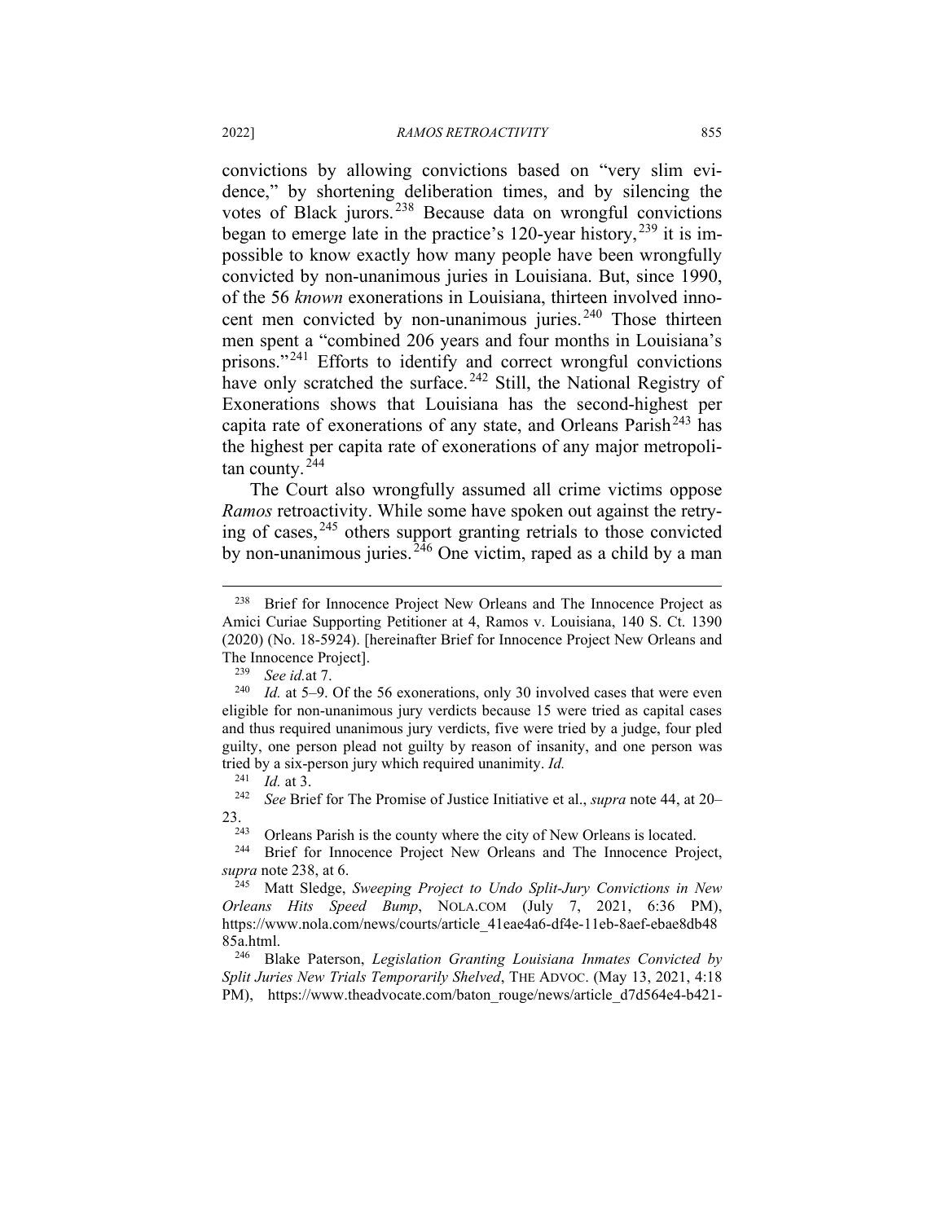convictions by allowing convictions based on "very slim evidence," by shortening deliberation times, and by silencing the votes of Black jurors.[238] Because data on wrongful convictions began to emerge late in the practice's 120-year history,[239] it is impossible to know exactly how many people have been wrongfully convicted by non-unanimous juries in Louisiana. But, since 1990, of the 56 *known* exonerations in Louisiana, thirteen involved innocent men convicted by non-unanimous juries.[240] Those thirteen men spent a "combined 206 years and four months in Louisiana's prisons."[241] Efforts to identify and correct wrongful convictions have only scratched the surface.[242] Still, the National Registry of Exonerations shows that Louisiana has the second-highest per capita rate of exonerations of any state, and Orleans Parish[243] has the highest per capita rate of exonerations of any major metropolitan county.[244]

The Court also wrongfully assumed all crime victims oppose *Ramos* retroactivity. While some have spoken out against the retrying of cases,[245] others support granting retrials to those convicted by non-unanimous juries.[246] One victim, raped as a child by a man

---

[238] Brief for Innocence Project New Orleans and The Innocence Project as Amici Curiae Supporting Petitioner at 4, Ramos v. Louisiana, 140 S. Ct. 1390 (2020) (No. 18-5924). [hereinafter Brief for Innocence Project New Orleans and The Innocence Project].

[239] *See id.*at 7.

[240] *Id.* at 5–9. Of the 56 exonerations, only 30 involved cases that were even eligible for non-unanimous jury verdicts because 15 were tried as capital cases and thus required unanimous jury verdicts, five were tried by a judge, four pled guilty, one person plead not guilty by reason of insanity, and one person was tried by a six-person jury which required unanimity. *Id.*

[241] *Id.* at 3.

[242] *See* Brief for The Promise of Justice Initiative et al., *supra* note 44, at 20–23.

[243] Orleans Parish is the county where the city of New Orleans is located.

[244] Brief for Innocence Project New Orleans and The Innocence Project, *supra* note 238, at 6.

[245] Matt Sledge, *Sweeping Project to Undo Split-Jury Convictions in New Orleans Hits Speed Bump*, NOLA.COM (July 7, 2021, 6:36 PM), https://www.nola.com/news/courts/article_41eae4a6-df4e-11eb-8aef-ebae8db4885a.html.

[246] Blake Paterson, *Legislation Granting Louisiana Inmates Convicted by Split Juries New Trials Temporarily Shelved*, THE ADVOC. (May 13, 2021, 4:18 PM), https://www.theadvocate.com/baton_rouge/news/article_d7d564e4-b421-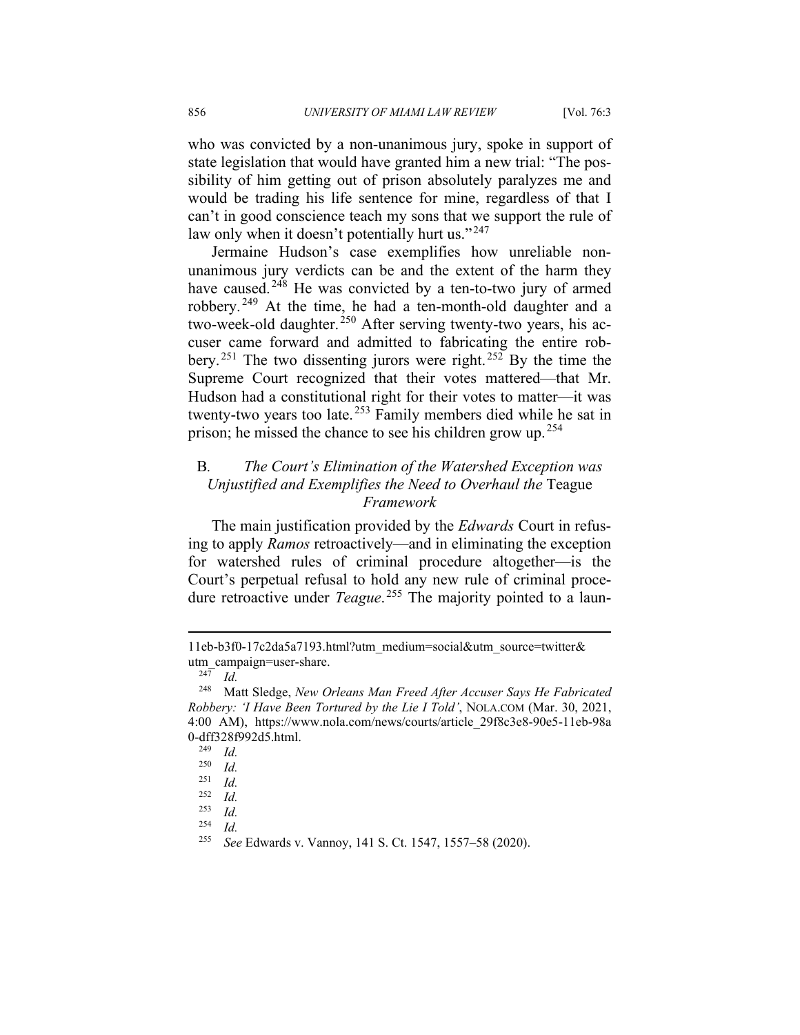who was convicted by a non-unanimous jury, spoke in support of state legislation that would have granted him a new trial: "The possibility of him getting out of prison absolutely paralyzes me and would be trading his life sentence for mine, regardless of that I can't in good conscience teach my sons that we support the rule of law only when it doesn't potentially hurt us."[247]

Jermaine Hudson's case exemplifies how unreliable non-unanimous jury verdicts can be and the extent of the harm they have caused.[248] He was convicted by a ten-to-two jury of armed robbery.[249] At the time, he had a ten-month-old daughter and a two-week-old daughter.[250] After serving twenty-two years, his accuser came forward and admitted to fabricating the entire robbery.[251] The two dissenting jurors were right.[252] By the time the Supreme Court recognized that their votes mattered—that Mr. Hudson had a constitutional right for their votes to matter—it was twenty-two years too late.[253] Family members died while he sat in prison; he missed the chance to see his children grow up.[254]

### B. *The Court's Elimination of the Watershed Exception was Unjustified and Exemplifies the Need to Overhaul the* Teague *Framework*

The main justification provided by the *Edwards* Court in refusing to apply *Ramos* retroactively—and in eliminating the exception for watershed rules of criminal procedure altogether—is the Court's perpetual refusal to hold any new rule of criminal procedure retroactive under *Teague*.[255] The majority pointed to a laun-

---

11eb-b3f0-17c2da5a7193.html?utm_medium=social&utm_source=twitter&utm_campaign=user-share.

[247] *Id.*

[248] Matt Sledge, *New Orleans Man Freed After Accuser Says He Fabricated Robbery: 'I Have Been Tortured by the Lie I Told'*, NOLA.COM (Mar. 30, 2021, 4:00 AM), https://www.nola.com/news/courts/article_29f8c3e8-90e5-11eb-98a0-dff328f992d5.html.

[249] *Id.*

[250] *Id.*

[251] *Id.*

[252] *Id.*

[253] *Id.*

[254] *Id.*

[255] *See* Edwards v. Vannoy, 141 S. Ct. 1547, 1557–58 (2020).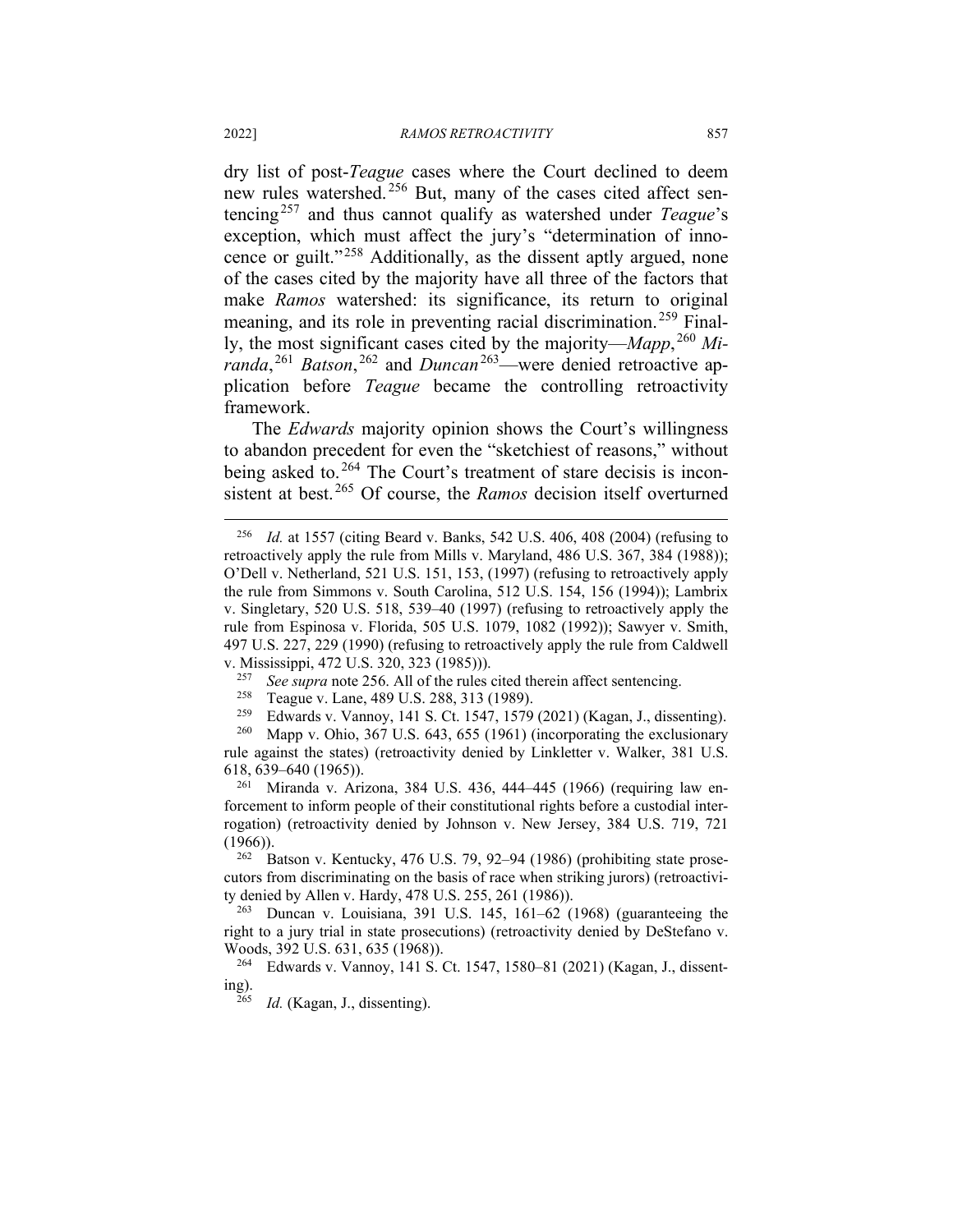dry list of post-*Teague* cases where the Court declined to deem new rules watershed.[256] But, many of the cases cited affect sentencing[257] and thus cannot qualify as watershed under *Teague*'s exception, which must affect the jury's "determination of innocence or guilt."[258] Additionally, as the dissent aptly argued, none of the cases cited by the majority have all three of the factors that make *Ramos* watershed: its significance, its return to original meaning, and its role in preventing racial discrimination.[259] Finally, the most significant cases cited by the majority—*Mapp*,[260] *Miranda*,[261] *Batson*,[262] and *Duncan*[263]—were denied retroactive application before *Teague* became the controlling retroactivity framework.

The *Edwards* majority opinion shows the Court's willingness to abandon precedent for even the "sketchiest of reasons," without being asked to.[264] The Court's treatment of stare decisis is inconsistent at best.[265] Of course, the *Ramos* decision itself overturned

---

[256] *Id.* at 1557 (citing Beard v. Banks, 542 U.S. 406, 408 (2004) (refusing to retroactively apply the rule from Mills v. Maryland, 486 U.S. 367, 384 (1988)); O'Dell v. Netherland, 521 U.S. 151, 153, (1997) (refusing to retroactively apply the rule from Simmons v. South Carolina, 512 U.S. 154, 156 (1994)); Lambrix v. Singletary, 520 U.S. 518, 539–40 (1997) (refusing to retroactively apply the rule from Espinosa v. Florida, 505 U.S. 1079, 1082 (1992)); Sawyer v. Smith, 497 U.S. 227, 229 (1990) (refusing to retroactively apply the rule from Caldwell v. Mississippi, 472 U.S. 320, 323 (1985))).

[257] *See supra* note 256. All of the rules cited therein affect sentencing.

[258] Teague v. Lane, 489 U.S. 288, 313 (1989).

[259] Edwards v. Vannoy, 141 S. Ct. 1547, 1579 (2021) (Kagan, J., dissenting).

[260] Mapp v. Ohio, 367 U.S. 643, 655 (1961) (incorporating the exclusionary rule against the states) (retroactivity denied by Linkletter v. Walker, 381 U.S. 618, 639–640 (1965)).

[261] Miranda v. Arizona, 384 U.S. 436, 444–445 (1966) (requiring law enforcement to inform people of their constitutional rights before a custodial interrogation) (retroactivity denied by Johnson v. New Jersey, 384 U.S. 719, 721 (1966)).

[262] Batson v. Kentucky, 476 U.S. 79, 92–94 (1986) (prohibiting state prosecutors from discriminating on the basis of race when striking jurors) (retroactivity denied by Allen v. Hardy, 478 U.S. 255, 261 (1986)).

[263] Duncan v. Louisiana, 391 U.S. 145, 161–62 (1968) (guaranteeing the right to a jury trial in state prosecutions) (retroactivity denied by DeStefano v. Woods, 392 U.S. 631, 635 (1968)).

[264] Edwards v. Vannoy, 141 S. Ct. 1547, 1580–81 (2021) (Kagan, J., dissenting).

[265] *Id.* (Kagan, J., dissenting).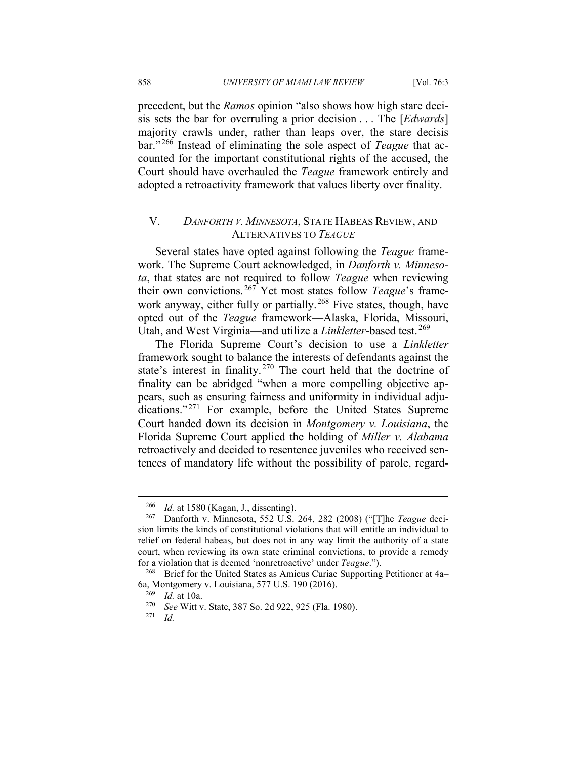precedent, but the *Ramos* opinion "also shows how high stare decisis sets the bar for overruling a prior decision . . . The [*Edwards*] majority crawls under, rather than leaps over, the stare decisis bar."[266] Instead of eliminating the sole aspect of *Teague* that accounted for the important constitutional rights of the accused, the Court should have overhauled the *Teague* framework entirely and adopted a retroactivity framework that values liberty over finality.

## V. *DANFORTH V. MINNESOTA*, STATE HABEAS REVIEW, AND ALTERNATIVES TO *TEAGUE*

Several states have opted against following the *Teague* framework. The Supreme Court acknowledged, in *Danforth v. Minnesota*, that states are not required to follow *Teague* when reviewing their own convictions.[267] Yet most states follow *Teague*'s framework anyway, either fully or partially.[268] Five states, though, have opted out of the *Teague* framework—Alaska, Florida, Missouri, Utah, and West Virginia—and utilize a *Linkletter*-based test.[269]

The Florida Supreme Court's decision to use a *Linkletter* framework sought to balance the interests of defendants against the state's interest in finality.[270] The court held that the doctrine of finality can be abridged "when a more compelling objective appears, such as ensuring fairness and uniformity in individual adjudications."[271] For example, before the United States Supreme Court handed down its decision in *Montgomery v. Louisiana*, the Florida Supreme Court applied the holding of *Miller v. Alabama* retroactively and decided to resentence juveniles who received sentences of mandatory life without the possibility of parole, regard-

---

[266] *Id.* at 1580 (Kagan, J., dissenting).

[267] Danforth v. Minnesota, 552 U.S. 264, 282 (2008) ("[T]he *Teague* decision limits the kinds of constitutional violations that will entitle an individual to relief on federal habeas, but does not in any way limit the authority of a state court, when reviewing its own state criminal convictions, to provide a remedy for a violation that is deemed 'nonretroactive' under *Teague*.").

[268] Brief for the United States as Amicus Curiae Supporting Petitioner at 4a–6a, Montgomery v. Louisiana, 577 U.S. 190 (2016).

[269] *Id.* at 10a.

[270] *See* Witt v. State, 387 So. 2d 922, 925 (Fla. 1980).

[271] *Id.*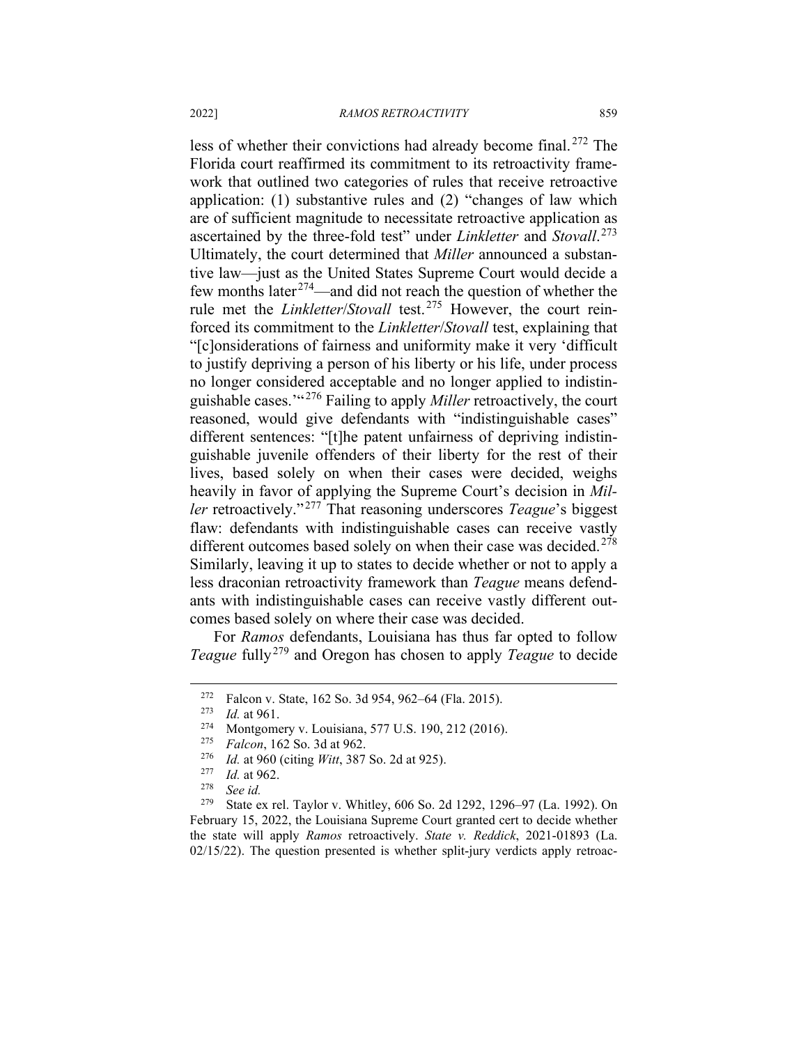less of whether their convictions had already become final.[272] The Florida court reaffirmed its commitment to its retroactivity framework that outlined two categories of rules that receive retroactive application: (1) substantive rules and (2) "changes of law which are of sufficient magnitude to necessitate retroactive application as ascertained by the three-fold test" under *Linkletter* and *Stovall*.[273] Ultimately, the court determined that *Miller* announced a substantive law—just as the United States Supreme Court would decide a few months later[274]—and did not reach the question of whether the rule met the *Linkletter*/*Stovall* test.[275] However, the court reinforced its commitment to the *Linkletter*/*Stovall* test, explaining that "[c]onsiderations of fairness and uniformity make it very 'difficult to justify depriving a person of his liberty or his life, under process no longer considered acceptable and no longer applied to indistinguishable cases.'"[276] Failing to apply *Miller* retroactively, the court reasoned, would give defendants with "indistinguishable cases" different sentences: "[t]he patent unfairness of depriving indistinguishable juvenile offenders of their liberty for the rest of their lives, based solely on when their cases were decided, weighs heavily in favor of applying the Supreme Court's decision in *Miller* retroactively."[277] That reasoning underscores *Teague*'s biggest flaw: defendants with indistinguishable cases can receive vastly different outcomes based solely on when their case was decided.[278] Similarly, leaving it up to states to decide whether or not to apply a less draconian retroactivity framework than *Teague* means defendants with indistinguishable cases can receive vastly different outcomes based solely on where their case was decided.

For *Ramos* defendants, Louisiana has thus far opted to follow *Teague* fully[279] and Oregon has chosen to apply *Teague* to decide

---

[272] Falcon v. State, 162 So. 3d 954, 962–64 (Fla. 2015).

[273] *Id.* at 961.

[274] Montgomery v. Louisiana, 577 U.S. 190, 212 (2016).

[275] *Falcon*, 162 So. 3d at 962.

[276] *Id.* at 960 (citing *Witt*, 387 So. 2d at 925).

[277] *Id.* at 962.

[278] *See id.*

[279] State ex rel. Taylor v. Whitley, 606 So. 2d 1292, 1296–97 (La. 1992). On February 15, 2022, the Louisiana Supreme Court granted cert to decide whether the state will apply *Ramos* retroactively. *State v. Reddick*, 2021-01893 (La. 02/15/22). The question presented is whether split-jury verdicts apply retroac-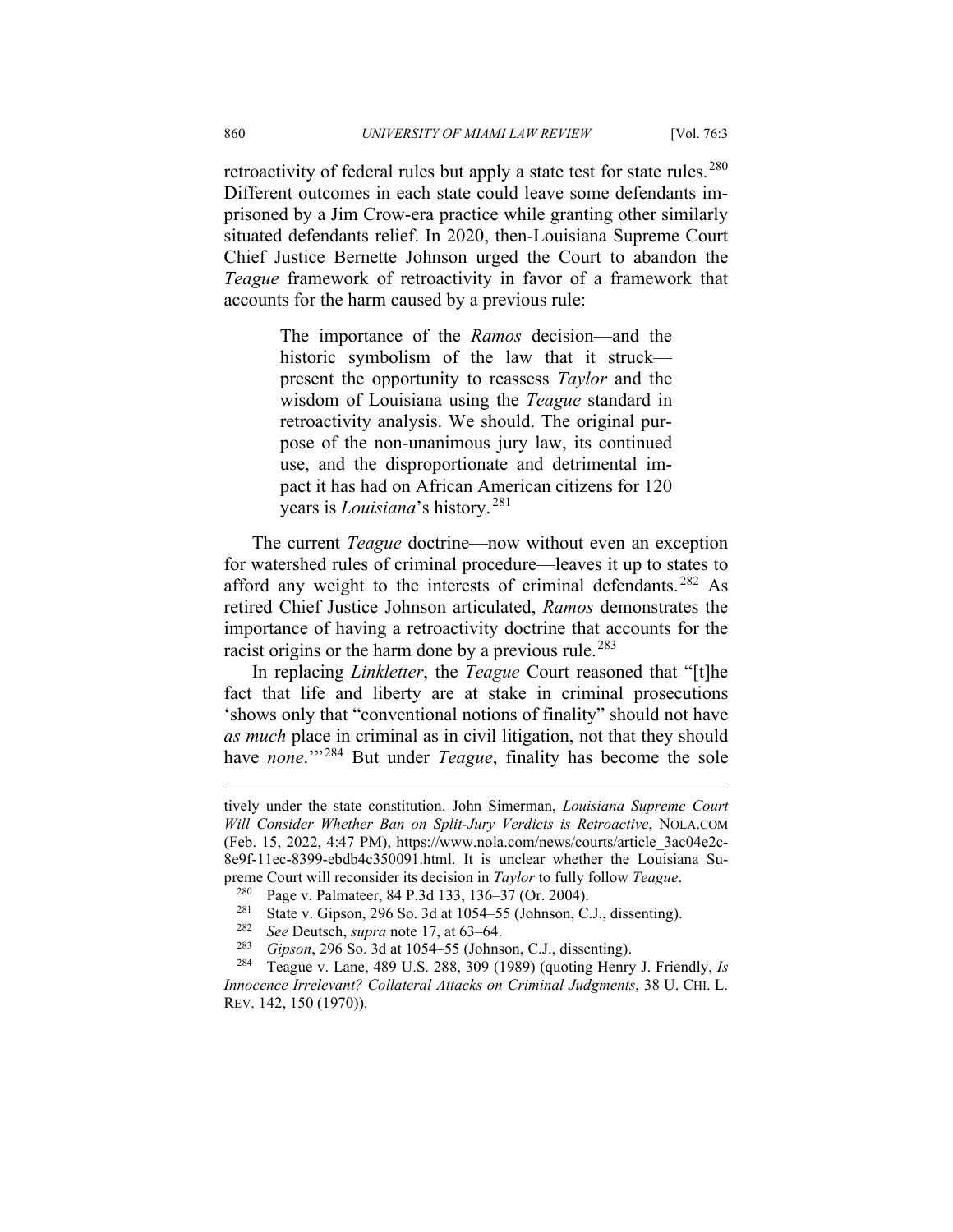retroactivity of federal rules but apply a state test for state rules.[280] Different outcomes in each state could leave some defendants imprisoned by a Jim Crow-era practice while granting other similarly situated defendants relief. In 2020, then-Louisiana Supreme Court Chief Justice Bernette Johnson urged the Court to abandon the *Teague* framework of retroactivity in favor of a framework that accounts for the harm caused by a previous rule:

> The importance of the *Ramos* decision—and the historic symbolism of the law that it struck—present the opportunity to reassess *Taylor* and the wisdom of Louisiana using the *Teague* standard in retroactivity analysis. We should. The original purpose of the non-unanimous jury law, its continued use, and the disproportionate and detrimental impact it has had on African American citizens for 120 years is *Louisiana*'s history.[281]

The current *Teague* doctrine—now without even an exception for watershed rules of criminal procedure—leaves it up to states to afford any weight to the interests of criminal defendants.[282] As retired Chief Justice Johnson articulated, *Ramos* demonstrates the importance of having a retroactivity doctrine that accounts for the racist origins or the harm done by a previous rule.[283]

In replacing *Linkletter*, the *Teague* Court reasoned that "[t]he fact that life and liberty are at stake in criminal prosecutions 'shows only that "conventional notions of finality" should not have *as much* place in criminal as in civil litigation, not that they should have *none*.'"[284] But under *Teague*, finality has become the sole

---

tively under the state constitution. John Simerman, *Louisiana Supreme Court Will Consider Whether Ban on Split-Jury Verdicts is Retroactive*, NOLA.COM (Feb. 15, 2022, 4:47 PM), https://www.nola.com/news/courts/article_3ac04e2c-8e9f-11ec-8399-ebdb4c350091.html. It is unclear whether the Louisiana Supreme Court will reconsider its decision in *Taylor* to fully follow *Teague*.

[280] Page v. Palmateer, 84 P.3d 133, 136–37 (Or. 2004).

[281] State v. Gipson, 296 So. 3d at 1054–55 (Johnson, C.J., dissenting).

[282] *See* Deutsch, *supra* note 17, at 63–64.

[283] *Gipson*, 296 So. 3d at 1054–55 (Johnson, C.J., dissenting).

[284] Teague v. Lane, 489 U.S. 288, 309 (1989) (quoting Henry J. Friendly, *Is Innocence Irrelevant? Collateral Attacks on Criminal Judgments*, 38 U. CHI. L. REV. 142, 150 (1970)).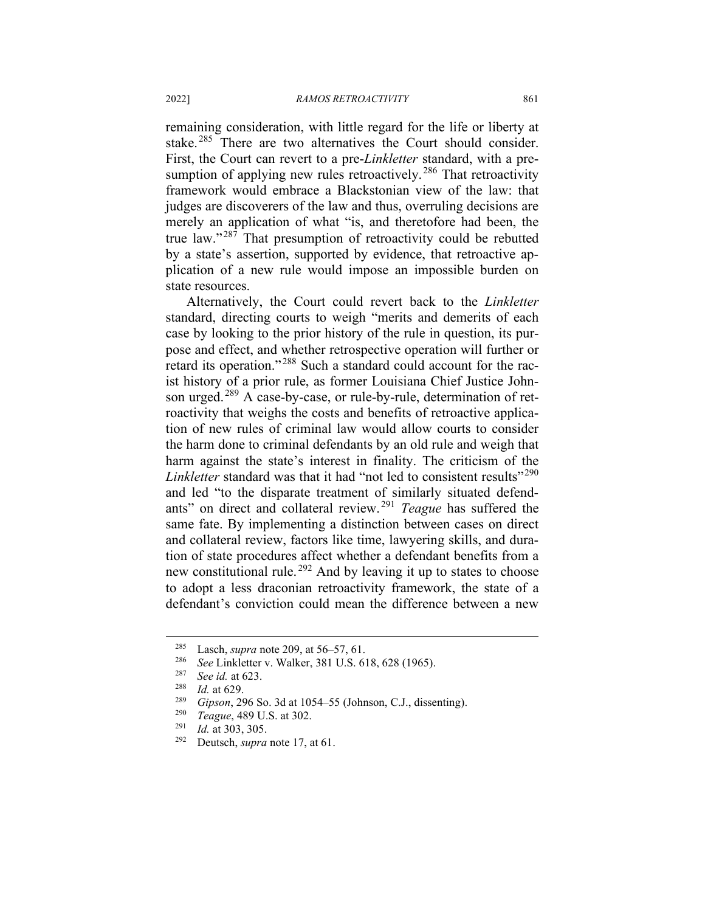remaining consideration, with little regard for the life or liberty at stake.[285] There are two alternatives the Court should consider. First, the Court can revert to a pre-*Linkletter* standard, with a presumption of applying new rules retroactively.[286] That retroactivity framework would embrace a Blackstonian view of the law: that judges are discoverers of the law and thus, overruling decisions are merely an application of what "is, and theretofore had been, the true law."[287] That presumption of retroactivity could be rebutted by a state's assertion, supported by evidence, that retroactive application of a new rule would impose an impossible burden on state resources.

Alternatively, the Court could revert back to the *Linkletter* standard, directing courts to weigh "merits and demerits of each case by looking to the prior history of the rule in question, its purpose and effect, and whether retrospective operation will further or retard its operation."[288] Such a standard could account for the racist history of a prior rule, as former Louisiana Chief Justice Johnson urged.[289] A case-by-case, or rule-by-rule, determination of retroactivity that weighs the costs and benefits of retroactive application of new rules of criminal law would allow courts to consider the harm done to criminal defendants by an old rule and weigh that harm against the state's interest in finality. The criticism of the *Linkletter* standard was that it had "not led to consistent results"[290] and led "to the disparate treatment of similarly situated defendants" on direct and collateral review.[291] *Teague* has suffered the same fate. By implementing a distinction between cases on direct and collateral review, factors like time, lawyering skills, and duration of state procedures affect whether a defendant benefits from a new constitutional rule.[292] And by leaving it up to states to choose to adopt a less draconian retroactivity framework, the state of a defendant's conviction could mean the difference between a new

---

[285] Lasch, *supra* note 209, at 56–57, 61.

[286] *See* Linkletter v. Walker, 381 U.S. 618, 628 (1965).

[287] *See id.* at 623.

[288] *Id.* at 629.

[289] *Gipson*, 296 So. 3d at 1054–55 (Johnson, C.J., dissenting).

[290] *Teague*, 489 U.S. at 302.

[291] *Id.* at 303, 305.

[292] Deutsch, *supra* note 17, at 61.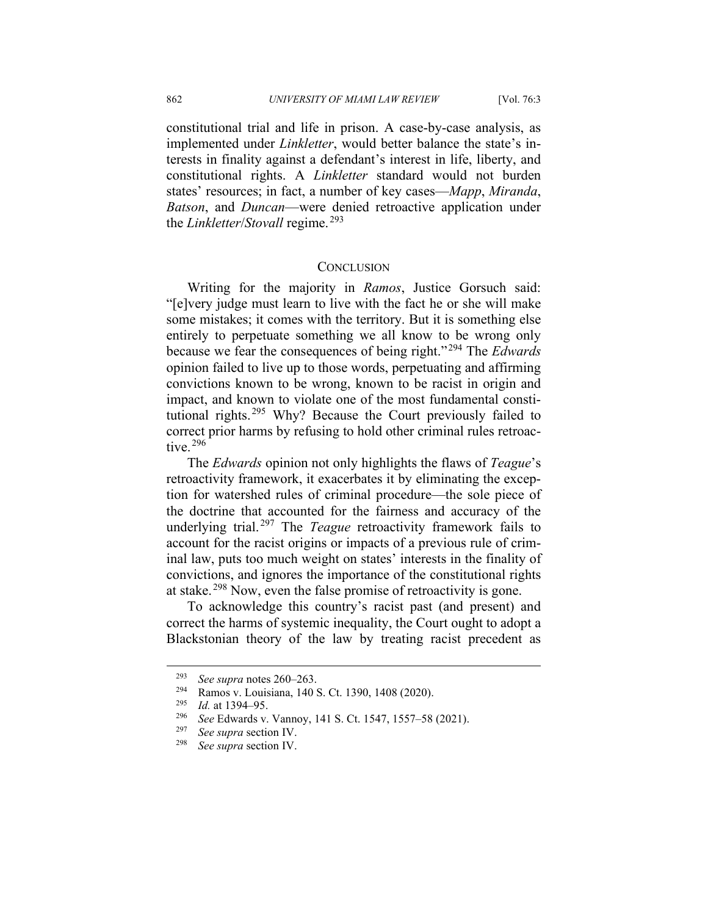constitutional trial and life in prison. A case-by-case analysis, as implemented under *Linkletter*, would better balance the state's interests in finality against a defendant's interest in life, liberty, and constitutional rights. A *Linkletter* standard would not burden states' resources; in fact, a number of key cases—*Mapp*, *Miranda*, *Batson*, and *Duncan*—were denied retroactive application under the *Linkletter*/*Stovall* regime.[293]

## CONCLUSION

Writing for the majority in *Ramos*, Justice Gorsuch said: "[e]very judge must learn to live with the fact he or she will make some mistakes; it comes with the territory. But it is something else entirely to perpetuate something we all know to be wrong only because we fear the consequences of being right."[294] The *Edwards* opinion failed to live up to those words, perpetuating and affirming convictions known to be wrong, known to be racist in origin and impact, and known to violate one of the most fundamental constitutional rights.[295] Why? Because the Court previously failed to correct prior harms by refusing to hold other criminal rules retroactive.[296]

The *Edwards* opinion not only highlights the flaws of *Teague*'s retroactivity framework, it exacerbates it by eliminating the exception for watershed rules of criminal procedure—the sole piece of the doctrine that accounted for the fairness and accuracy of the underlying trial.[297] The *Teague* retroactivity framework fails to account for the racist origins or impacts of a previous rule of criminal law, puts too much weight on states' interests in the finality of convictions, and ignores the importance of the constitutional rights at stake.[298] Now, even the false promise of retroactivity is gone.

To acknowledge this country's racist past (and present) and correct the harms of systemic inequality, the Court ought to adopt a Blackstonian theory of the law by treating racist precedent as

---

[293] *See supra* notes 260–263.

[294] Ramos v. Louisiana, 140 S. Ct. 1390, 1408 (2020).

[295] *Id.* at 1394–95.

[296] *See* Edwards v. Vannoy, 141 S. Ct. 1547, 1557–58 (2021).

[297] *See supra* section IV.

[298] *See supra* section IV.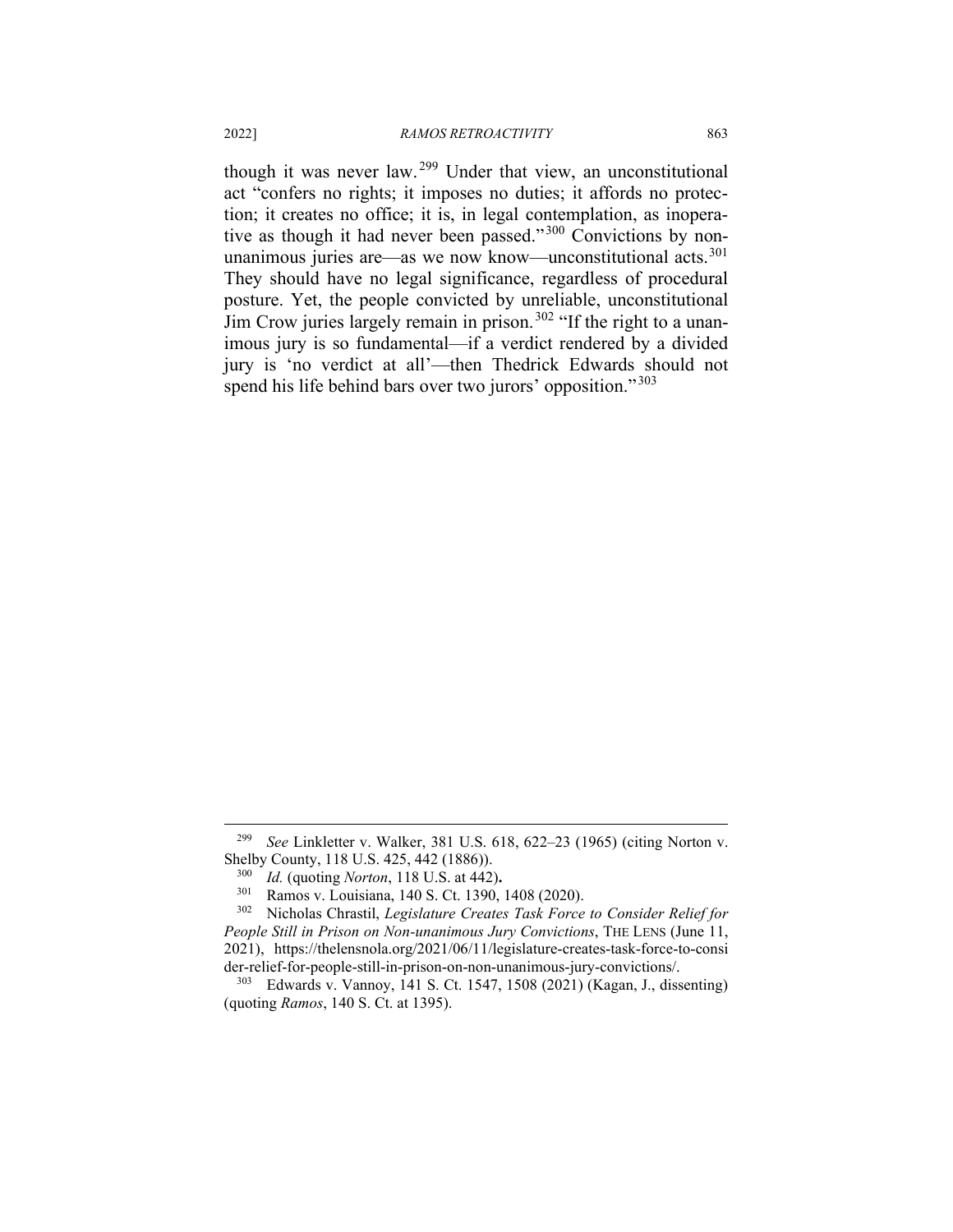though it was never law.[299] Under that view, an unconstitutional act "confers no rights; it imposes no duties; it affords no protection; it creates no office; it is, in legal contemplation, as inoperative as though it had never been passed."[300] Convictions by non-unanimous juries are—as we now know—unconstitutional acts.[301] They should have no legal significance, regardless of procedural posture. Yet, the people convicted by unreliable, unconstitutional Jim Crow juries largely remain in prison.[302] "If the right to a unanimous jury is so fundamental—if a verdict rendered by a divided jury is 'no verdict at all'—then Thedrick Edwards should not spend his life behind bars over two jurors' opposition."[303]

---

[299] *See* Linkletter v. Walker, 381 U.S. 618, 622–23 (1965) (citing Norton v. Shelby County, 118 U.S. 425, 442 (1886)).

[300] *Id.* (quoting *Norton*, 118 U.S. at 442)**.**

[301] Ramos v. Louisiana, 140 S. Ct. 1390, 1408 (2020).

[302] Nicholas Chrastil, *Legislature Creates Task Force to Consider Relief for People Still in Prison on Non-unanimous Jury Convictions*, THE LENS (June 11, 2021), https://thelensnola.org/2021/06/11/legislature-creates-task-force-to-consider-relief-for-people-still-in-prison-on-non-unanimous-jury-convictions/.

[303] Edwards v. Vannoy, 141 S. Ct. 1547, 1508 (2021) (Kagan, J., dissenting) (quoting *Ramos*, 140 S. Ct. at 1395).